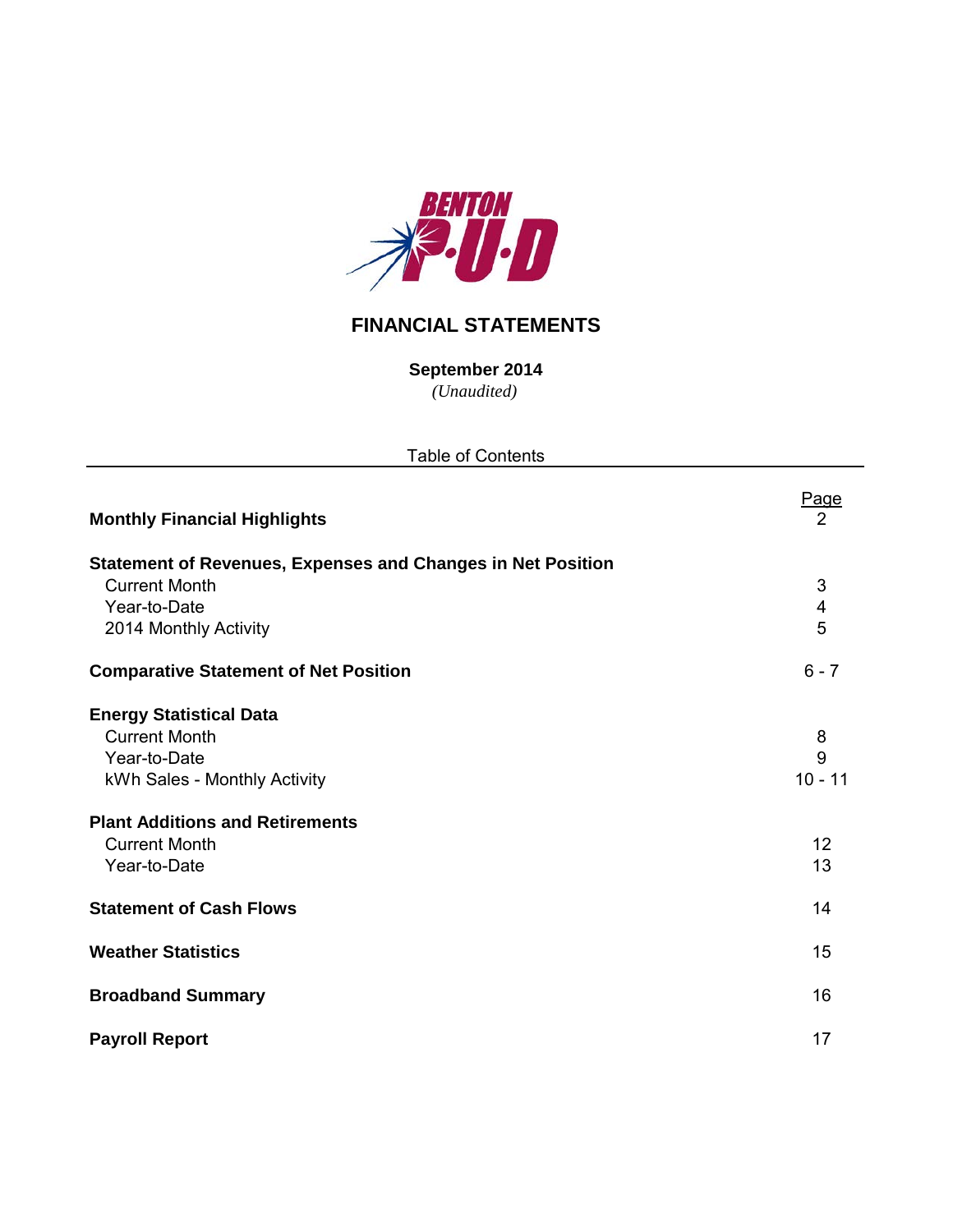BENTON P·U·D

# FINANCIAL STATEMENTS

**September 2014**

*(Unaudited)*

Table of Contents

| | Page |
|---|---|
| **Monthly Financial Highlights** | 2 |
| **Statement of Revenues, Expenses and Changes in Net Position** | |
| Current Month | 3 |
| Year-to-Date | 4 |
| 2014 Monthly Activity | 5 |
| **Comparative Statement of Net Position** | 6 - 7 |
| **Energy Statistical Data** | |
| Current Month | 8 |
| Year-to-Date | 9 |
| kWh Sales - Monthly Activity | 10 - 11 |
| **Plant Additions and Retirements** | |
| Current Month | 12 |
| Year-to-Date | 13 |
| **Statement of Cash Flows** | 14 |
| **Weather Statistics** | 15 |
| **Broadband Summary** | 16 |
| **Payroll Report** | 17 |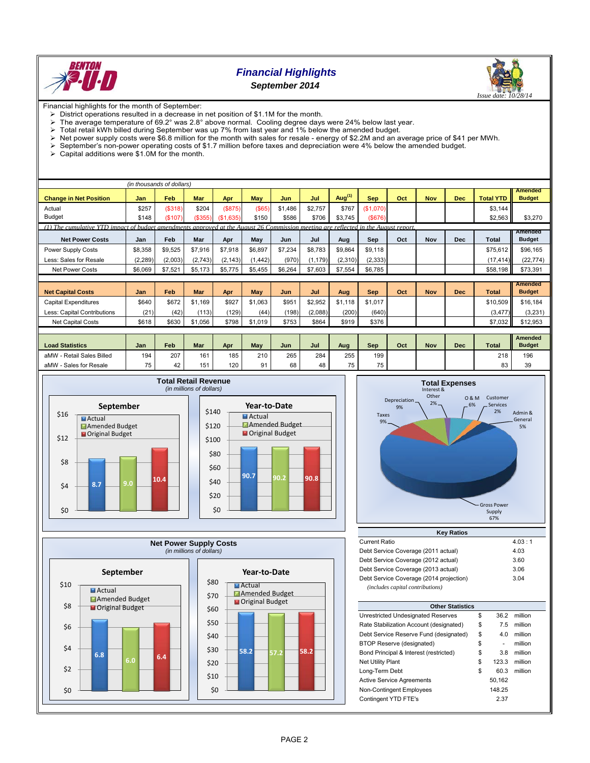# Financial Highlights

## September 2014

*Issue date: 10/28/14*

Financial highlights for the month of September:

- District operations resulted in a decrease in net position of $1.1M for the month.
- The average temperature of 69.2° was 2.8° above normal. Cooling degree days were 24% below last year.
- Total retail kWh billed during September was up 7% from last year and 1% below the amended budget.
- Net power supply costs were $6.8 million for the month with sales for resale - energy of $2.2M and an average price of $41 per MWh.
- September's non-power operating costs of $1.7 million before taxes and depreciation were 4% below the amended budget.
- Capital additions were $1.0M for the month.

*(in thousands of dollars)*

| Change in Net Position | Jan | Feb | Mar | Apr | May | Jun | Jul | Aug[1] | Sep | Oct | Nov | Dec | Total YTD | Amended Budget |
|---|---|---|---|---|---|---|---|---|---|---|---|---|---|---|
| Actual | $257 | ($318) | $204 | ($875) | ($65) | $1,486 | $2,757 | $767 | ($1,070) | | | | $3,144 | |
| Budget | $148 | ($107) | ($355) | ($1,635) | $150 | $586 | $706 | $3,745 | ($676) | | | | $2,563 | $3,270 |

*(1) The cumulative YTD impact of budget amendments approved at the August 26 Commission meeting are reflected in the August report.*

| Net Power Costs | Jan | Feb | Mar | Apr | May | Jun | Jul | Aug | Sep | Oct | Nov | Dec | Total | Amended Budget |
|---|---|---|---|---|---|---|---|---|---|---|---|---|---|---|
| Power Supply Costs | $8,358 | $9,525 | $7,916 | $7,918 | $6,897 | $7,234 | $8,783 | $9,864 | $9,118 | | | | $75,612 | $96,165 |
| Less: Sales for Resale | (2,289) | (2,003) | (2,743) | (2,143) | (1,442) | (970) | (1,179) | (2,310) | (2,333) | | | | (17,414) | (22,774) |
| Net Power Costs | $6,069 | $7,521 | $5,173 | $5,775 | $5,455 | $6,264 | $7,603 | $7,554 | $6,785 | | | | $58,198 | $73,391 |

| Net Capital Costs | Jan | Feb | Mar | Apr | May | Jun | Jul | Aug | Sep | Oct | Nov | Dec | Total | Amended Budget |
|---|---|---|---|---|---|---|---|---|---|---|---|---|---|---|
| Capital Expenditures | $640 | $672 | $1,169 | $927 | $1,063 | $951 | $2,952 | $1,118 | $1,017 | | | | $10,509 | $16,184 |
| Less: Capital Contributions | (21) | (42) | (113) | (129) | (44) | (198) | (2,088) | (200) | (640) | | | | (3,477) | (3,231) |
| Net Capital Costs | $618 | $630 | $1,056 | $798 | $1,019 | $753 | $864 | $919 | $376 | | | | $7,032 | $12,953 |

| Load Statistics | Jan | Feb | Mar | Apr | May | Jun | Jul | Aug | Sep | Oct | Nov | Dec | Total | Amended Budget |
|---|---|---|---|---|---|---|---|---|---|---|---|---|---|---|
| aMW - Retail Sales Billed | 194 | 207 | 161 | 185 | 210 | 265 | 284 | 255 | 199 | | | | 218 | 196 |
| aMW - Sales for Resale | 75 | 42 | 151 | 120 | 91 | 68 | 48 | 75 | 75 | | | | 83 | 39 |

### Total Retail Revenue
*(in millions of dollars)*

| | Actual | Amended Budget | Original Budget |
|---|---|---|---|
| September | 8.7 | 9.0 | 10.4 |
| Year-to-Date | 90.7 | 90.2 | 90.8 |

### Total Expenses

| Category | Percent |
|---|---|
| Gross Power Supply | 67% |
| Depreciation | 9% |
| Taxes | 9% |
| Interest & Other | 2% |
| O & M | 6% |
| Customer Services | 2% |
| Admin & General | 5% |

### Net Power Supply Costs
*(in millions of dollars)*

| | Actual | Amended Budget | Original Budget |
|---|---|---|---|
| September | 6.8 | 6.0 | 6.4 |
| Year-to-Date | 58.2 | 57.2 | 58.2 |

| Key Ratios | |
|---|---|
| Current Ratio | 4.03 : 1 |
| Debt Service Coverage (2011 actual) | 4.03 |
| Debt Service Coverage (2012 actual) | 3.60 |
| Debt Service Coverage (2013 actual) | 3.06 |
| Debt Service Coverage (2014 projection) | 3.04 |

*(includes capital contributions)*

| Other Statistics | | | |
|---|---|---|---|
| Unrestricted Undesignated Reserves | $ | 36.2 | million |
| Rate Stabilization Account (designated) | $ | 7.5 | million |
| Debt Service Reserve Fund (designated) | $ | 4.0 | million |
| BTOP Reserve (designated) | $ | - | million |
| Bond Principal & Interest (restricted) | $ | 3.8 | million |
| Net Utility Plant | $ | 123.3 | million |
| Long-Term Debt | $ | 60.3 | million |
| Active Service Agreements | | 50,162 | |
| Non-Contingent Employees | | 148.25 | |
| Contingent YTD FTE's | | 2.37 | |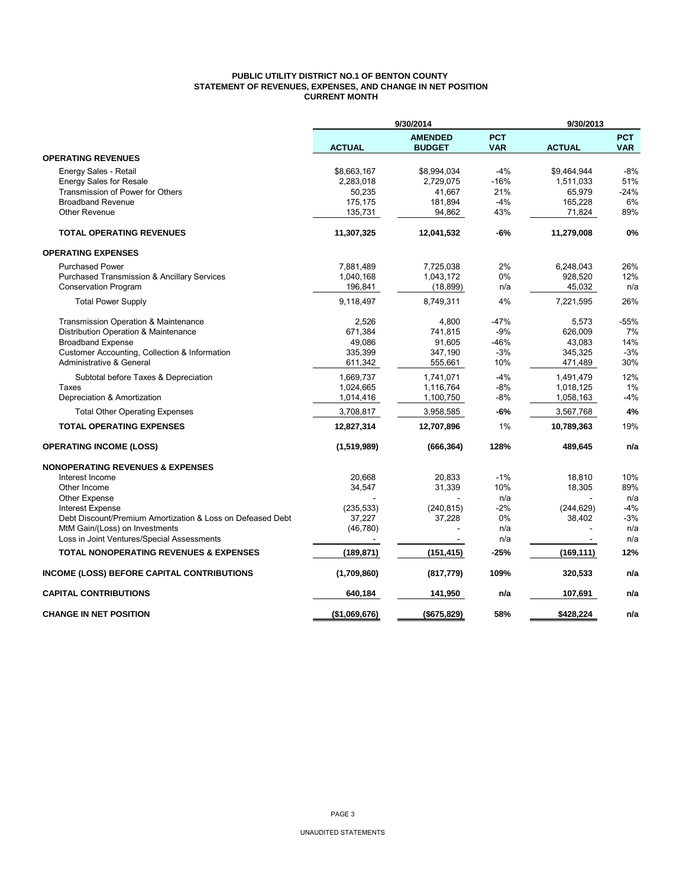# PUBLIC UTILITY DISTRICT NO.1 OF BENTON COUNTY
## STATEMENT OF REVENUES, EXPENSES, AND CHANGE IN NET POSITION
### CURRENT MONTH

| | 9/30/2014 | | | 9/30/2013 | |
|---|---|---|---|---|---|
| | **ACTUAL** | **AMENDED BUDGET** | **PCT VAR** | **ACTUAL** | **PCT VAR** |
| **OPERATING REVENUES** | | | | | |
| Energy Sales - Retail | $8,663,167 | $8,994,034 | -4% | $9,464,944 | -8% |
| Energy Sales for Resale | 2,283,018 | 2,729,075 | -16% | 1,511,033 | 51% |
| Transmission of Power for Others | 50,235 | 41,667 | 21% | 65,979 | -24% |
| Broadband Revenue | 175,175 | 181,894 | -4% | 165,228 | 6% |
| Other Revenue | 135,731 | 94,862 | 43% | 71,824 | 89% |
| **TOTAL OPERATING REVENUES** | **11,307,325** | **12,041,532** | **-6%** | **11,279,008** | **0%** |
| **OPERATING EXPENSES** | | | | | |
| Purchased Power | 7,881,489 | 7,725,038 | 2% | 6,248,043 | 26% |
| Purchased Transmission & Ancillary Services | 1,040,168 | 1,043,172 | 0% | 928,520 | 12% |
| Conservation Program | 196,841 | (18,899) | n/a | 45,032 | n/a |
| Total Power Supply | 9,118,497 | 8,749,311 | 4% | 7,221,595 | 26% |
| Transmission Operation & Maintenance | 2,526 | 4,800 | -47% | 5,573 | -55% |
| Distribution Operation & Maintenance | 671,384 | 741,815 | -9% | 626,009 | 7% |
| Broadband Expense | 49,086 | 91,605 | -46% | 43,083 | 14% |
| Customer Accounting, Collection & Information | 335,399 | 347,190 | -3% | 345,325 | -3% |
| Administrative & General | 611,342 | 555,661 | 10% | 471,489 | 30% |
| Subtotal before Taxes & Depreciation | 1,669,737 | 1,741,071 | -4% | 1,491,479 | 12% |
| Taxes | 1,024,665 | 1,116,764 | -8% | 1,018,125 | 1% |
| Depreciation & Amortization | 1,014,416 | 1,100,750 | -8% | 1,058,163 | -4% |
| Total Other Operating Expenses | 3,708,817 | 3,958,585 | **-6%** | 3,567,768 | **4%** |
| **TOTAL OPERATING EXPENSES** | **12,827,314** | **12,707,896** | 1% | **10,789,363** | 19% |
| **OPERATING INCOME (LOSS)** | **(1,519,989)** | **(666,364)** | **128%** | **489,645** | **n/a** |
| **NONOPERATING REVENUES & EXPENSES** | | | | | |
| Interest Income | 20,668 | 20,833 | -1% | 18,810 | 10% |
| Other Income | 34,547 | 31,339 | 10% | 18,305 | 89% |
| Other Expense | - | - | n/a | - | n/a |
| Interest Expense | (235,533) | (240,815) | -2% | (244,629) | -4% |
| Debt Discount/Premium Amortization & Loss on Defeased Debt | 37,227 | 37,228 | 0% | 38,402 | -3% |
| MtM Gain/(Loss) on Investments | (46,780) | - | n/a | - | n/a |
| Loss in Joint Ventures/Special Assessments | - | - | n/a | - | n/a |
| **TOTAL NONOPERATING REVENUES & EXPENSES** | **(189,871)** | **(151,415)** | **-25%** | **(169,111)** | **12%** |
| **INCOME (LOSS) BEFORE CAPITAL CONTRIBUTIONS** | **(1,709,860)** | **(817,779)** | **109%** | **320,533** | **n/a** |
| **CAPITAL CONTRIBUTIONS** | **640,184** | **141,950** | **n/a** | **107,691** | **n/a** |
| **CHANGE IN NET POSITION** | **($1,069,676)** | **($675,829)** | **58%** | **$428,224** | **n/a** |

UNAUDITED STATEMENTS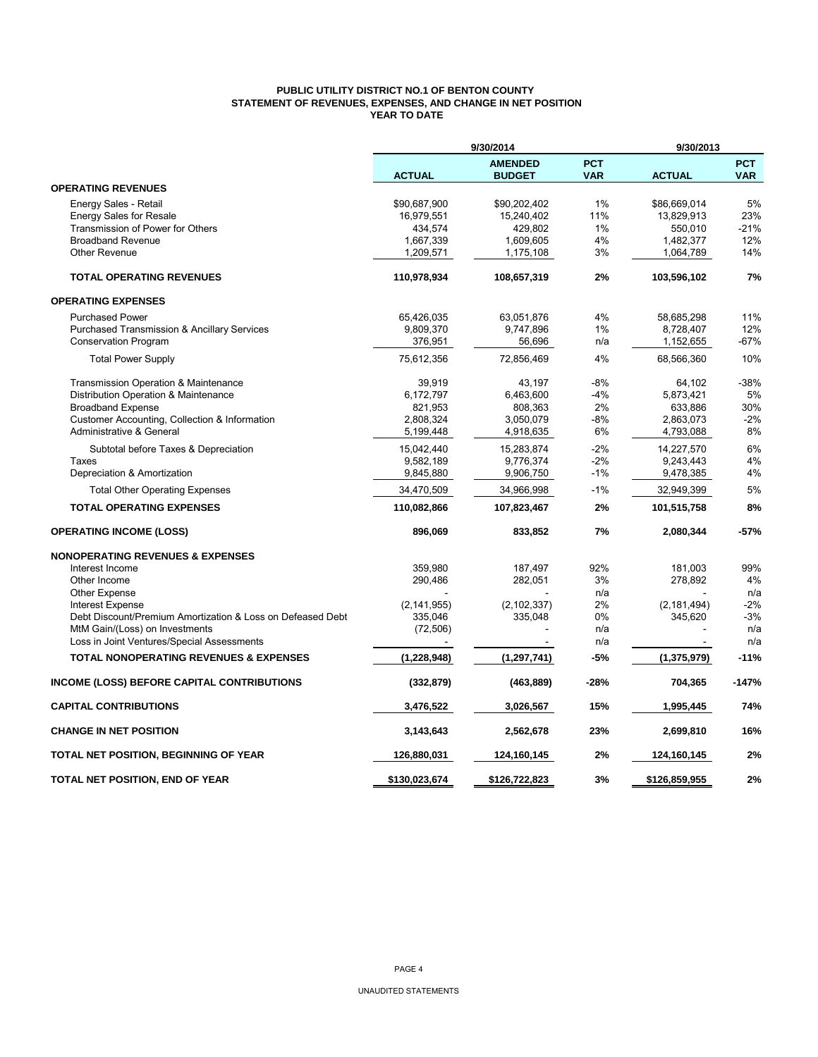# PUBLIC UTILITY DISTRICT NO.1 OF BENTON COUNTY
## STATEMENT OF REVENUES, EXPENSES, AND CHANGE IN NET POSITION
### YEAR TO DATE

| | 9/30/2014 | | | 9/30/2013 | |
|---|---|---|---|---|---|
| | ACTUAL | AMENDED BUDGET | PCT VAR | ACTUAL | PCT VAR |
| **OPERATING REVENUES** | | | | | |
| Energy Sales - Retail | $90,687,900 | $90,202,402 | 1% | $86,669,014 | 5% |
| Energy Sales for Resale | 16,979,551 | 15,240,402 | 11% | 13,829,913 | 23% |
| Transmission of Power for Others | 434,574 | 429,802 | 1% | 550,010 | -21% |
| Broadband Revenue | 1,667,339 | 1,609,605 | 4% | 1,482,377 | 12% |
| Other Revenue | 1,209,571 | 1,175,108 | 3% | 1,064,789 | 14% |
| **TOTAL OPERATING REVENUES** | **110,978,934** | **108,657,319** | **2%** | **103,596,102** | **7%** |
| **OPERATING EXPENSES** | | | | | |
| Purchased Power | 65,426,035 | 63,051,876 | 4% | 58,685,298 | 11% |
| Purchased Transmission & Ancillary Services | 9,809,370 | 9,747,896 | 1% | 8,728,407 | 12% |
| Conservation Program | 376,951 | 56,696 | n/a | 1,152,655 | -67% |
| Total Power Supply | 75,612,356 | 72,856,469 | 4% | 68,566,360 | 10% |
| Transmission Operation & Maintenance | 39,919 | 43,197 | -8% | 64,102 | -38% |
| Distribution Operation & Maintenance | 6,172,797 | 6,463,600 | -4% | 5,873,421 | 5% |
| Broadband Expense | 821,953 | 808,363 | 2% | 633,886 | 30% |
| Customer Accounting, Collection & Information | 2,808,324 | 3,050,079 | -8% | 2,863,073 | -2% |
| Administrative & General | 5,199,448 | 4,918,635 | 6% | 4,793,088 | 8% |
| Subtotal before Taxes & Depreciation | 15,042,440 | 15,283,874 | -2% | 14,227,570 | 6% |
| Taxes | 9,582,189 | 9,776,374 | -2% | 9,243,443 | 4% |
| Depreciation & Amortization | 9,845,880 | 9,906,750 | -1% | 9,478,385 | 4% |
| Total Other Operating Expenses | 34,470,509 | 34,966,998 | -1% | 32,949,399 | 5% |
| **TOTAL OPERATING EXPENSES** | **110,082,866** | **107,823,467** | **2%** | **101,515,758** | **8%** |
| **OPERATING INCOME (LOSS)** | **896,069** | **833,852** | **7%** | **2,080,344** | **-57%** |
| **NONOPERATING REVENUES & EXPENSES** | | | | | |
| Interest Income | 359,980 | 187,497 | 92% | 181,003 | 99% |
| Other Income | 290,486 | 282,051 | 3% | 278,892 | 4% |
| Other Expense | - | - | n/a | - | n/a |
| Interest Expense | (2,141,955) | (2,102,337) | 2% | (2,181,494) | -2% |
| Debt Discount/Premium Amortization & Loss on Defeased Debt | 335,046 | 335,048 | 0% | 345,620 | -3% |
| MtM Gain/(Loss) on Investments | (72,506) | - | n/a | - | n/a |
| Loss in Joint Ventures/Special Assessments | - | - | n/a | - | n/a |
| **TOTAL NONOPERATING REVENUES & EXPENSES** | **(1,228,948)** | **(1,297,741)** | **-5%** | **(1,375,979)** | **-11%** |
| **INCOME (LOSS) BEFORE CAPITAL CONTRIBUTIONS** | **(332,879)** | **(463,889)** | **-28%** | **704,365** | **-147%** |
| **CAPITAL CONTRIBUTIONS** | **3,476,522** | **3,026,567** | **15%** | **1,995,445** | **74%** |
| **CHANGE IN NET POSITION** | **3,143,643** | **2,562,678** | **23%** | **2,699,810** | **16%** |
| **TOTAL NET POSITION, BEGINNING OF YEAR** | **126,880,031** | **124,160,145** | **2%** | **124,160,145** | **2%** |
| **TOTAL NET POSITION, END OF YEAR** | **$130,023,674** | **$126,722,823** | **3%** | **$126,859,955** | **2%** |

UNAUDITED STATEMENTS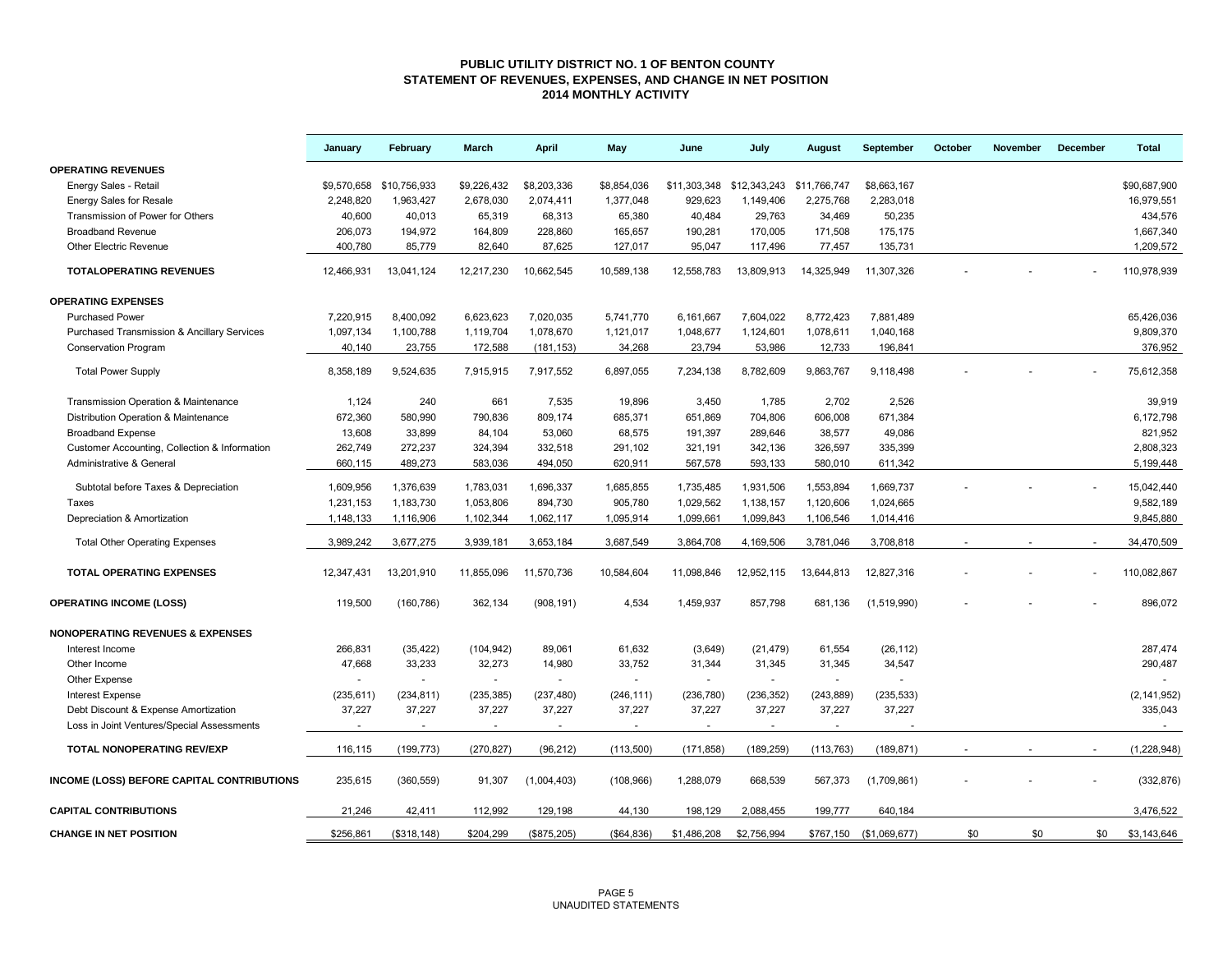# PUBLIC UTILITY DISTRICT NO. 1 OF BENTON COUNTY
## STATEMENT OF REVENUES, EXPENSES, AND CHANGE IN NET POSITION
### 2014 MONTHLY ACTIVITY

| | January | February | March | April | May | June | July | August | September | October | November | December | Total |
|---|---|---|---|---|---|---|---|---|---|---|---|---|---|
| **OPERATING REVENUES** | | | | | | | | | | | | | |
| Energy Sales - Retail | $9,570,658 | $10,756,933 | $9,226,432 | $8,203,336 | $8,854,036 | $11,303,348 | $12,343,243 | $11,766,747 | $8,663,167 | | | | $90,687,900 |
| Energy Sales for Resale | 2,248,820 | 1,963,427 | 2,678,030 | 2,074,411 | 1,377,048 | 929,623 | 1,149,406 | 2,275,768 | 2,283,018 | | | | 16,979,551 |
| Transmission of Power for Others | 40,600 | 40,013 | 65,319 | 68,313 | 65,380 | 40,484 | 29,763 | 34,469 | 50,235 | | | | 434,576 |
| Broadband Revenue | 206,073 | 194,972 | 164,809 | 228,860 | 165,657 | 190,281 | 170,005 | 171,508 | 175,175 | | | | 1,667,340 |
| Other Electric Revenue | 400,780 | 85,779 | 82,640 | 87,625 | 127,017 | 95,047 | 117,496 | 77,457 | 135,731 | | | | 1,209,572 |
| **TOTALOPERATING REVENUES** | 12,466,931 | 13,041,124 | 12,217,230 | 10,662,545 | 10,589,138 | 12,558,783 | 13,809,913 | 14,325,949 | 11,307,326 | - | - | - | 110,978,939 |
| **OPERATING EXPENSES** | | | | | | | | | | | | | |
| Purchased Power | 7,220,915 | 8,400,092 | 6,623,623 | 7,020,035 | 5,741,770 | 6,161,667 | 7,604,022 | 8,772,423 | 7,881,489 | | | | 65,426,036 |
| Purchased Transmission & Ancillary Services | 1,097,134 | 1,100,788 | 1,119,704 | 1,078,670 | 1,121,017 | 1,048,677 | 1,124,601 | 1,078,611 | 1,040,168 | | | | 9,809,370 |
| Conservation Program | 40,140 | 23,755 | 172,588 | (181,153) | 34,268 | 23,794 | 53,986 | 12,733 | 196,841 | | | | 376,952 |
| Total Power Supply | 8,358,189 | 9,524,635 | 7,915,915 | 7,917,552 | 6,897,055 | 7,234,138 | 8,782,609 | 9,863,767 | 9,118,498 | - | - | - | 75,612,358 |
| Transmission Operation & Maintenance | 1,124 | 240 | 661 | 7,535 | 19,896 | 3,450 | 1,785 | 2,702 | 2,526 | | | | 39,919 |
| Distribution Operation & Maintenance | 672,360 | 580,990 | 790,836 | 809,174 | 685,371 | 651,869 | 704,806 | 606,008 | 671,384 | | | | 6,172,798 |
| Broadband Expense | 13,608 | 33,899 | 84,104 | 53,060 | 68,575 | 191,397 | 289,646 | 38,577 | 49,086 | | | | 821,952 |
| Customer Accounting, Collection & Information | 262,749 | 272,237 | 324,394 | 332,518 | 291,102 | 321,191 | 342,136 | 326,597 | 335,399 | | | | 2,808,323 |
| Administrative & General | 660,115 | 489,273 | 583,036 | 494,050 | 620,911 | 567,578 | 593,133 | 580,010 | 611,342 | | | | 5,199,448 |
| Subtotal before Taxes & Depreciation | 1,609,956 | 1,376,639 | 1,783,031 | 1,696,337 | 1,685,855 | 1,735,485 | 1,931,506 | 1,553,894 | 1,669,737 | - | - | - | 15,042,440 |
| Taxes | 1,231,153 | 1,183,730 | 1,053,806 | 894,730 | 905,780 | 1,029,562 | 1,138,157 | 1,120,606 | 1,024,665 | | | | 9,582,189 |
| Depreciation & Amortization | 1,148,133 | 1,116,906 | 1,102,344 | 1,062,117 | 1,095,914 | 1,099,661 | 1,099,843 | 1,106,546 | 1,014,416 | | | | 9,845,880 |
| Total Other Operating Expenses | 3,989,242 | 3,677,275 | 3,939,181 | 3,653,184 | 3,687,549 | 3,864,708 | 4,169,506 | 3,781,046 | 3,708,818 | - | - | - | 34,470,509 |
| **TOTAL OPERATING EXPENSES** | 12,347,431 | 13,201,910 | 11,855,096 | 11,570,736 | 10,584,604 | 11,098,846 | 12,952,115 | 13,644,813 | 12,827,316 | - | - | - | 110,082,867 |
| **OPERATING INCOME (LOSS)** | 119,500 | (160,786) | 362,134 | (908,191) | 4,534 | 1,459,937 | 857,798 | 681,136 | (1,519,990) | - | - | - | 896,072 |
| **NONOPERATING REVENUES & EXPENSES** | | | | | | | | | | | | | |
| Interest Income | 266,831 | (35,422) | (104,942) | 89,061 | 61,632 | (3,649) | (21,479) | 61,554 | (26,112) | | | | 287,474 |
| Other Income | 47,668 | 33,233 | 32,273 | 14,980 | 33,752 | 31,344 | 31,345 | 31,345 | 34,547 | | | | 290,487 |
| Other Expense | - | - | - | - | - | - | - | - | - | | | | - |
| Interest Expense | (235,611) | (234,811) | (235,385) | (237,480) | (246,111) | (236,780) | (236,352) | (243,889) | (235,533) | | | | (2,141,952) |
| Debt Discount & Expense Amortization | 37,227 | 37,227 | 37,227 | 37,227 | 37,227 | 37,227 | 37,227 | 37,227 | 37,227 | | | | 335,043 |
| Loss in Joint Ventures/Special Assessments | - | - | - | - | - | - | - | - | - | | | | - |
| **TOTAL NONOPERATING REV/EXP** | 116,115 | (199,773) | (270,827) | (96,212) | (113,500) | (171,858) | (189,259) | (113,763) | (189,871) | - | - | - | (1,228,948) |
| **INCOME (LOSS) BEFORE CAPITAL CONTRIBUTIONS** | 235,615 | (360,559) | 91,307 | (1,004,403) | (108,966) | 1,288,079 | 668,539 | 567,373 | (1,709,861) | - | - | - | (332,876) |
| **CAPITAL CONTRIBUTIONS** | 21,246 | 42,411 | 112,992 | 129,198 | 44,130 | 198,129 | 2,088,455 | 199,777 | 640,184 | | | | 3,476,522 |
| **CHANGE IN NET POSITION** | $256,861 | ($318,148) | $204,299 | ($875,205) | ($64,836) | $1,486,208 | $2,756,994 | $767,150 | ($1,069,677) | $0 | $0 | $0 | $3,143,646 |

UNAUDITED STATEMENTS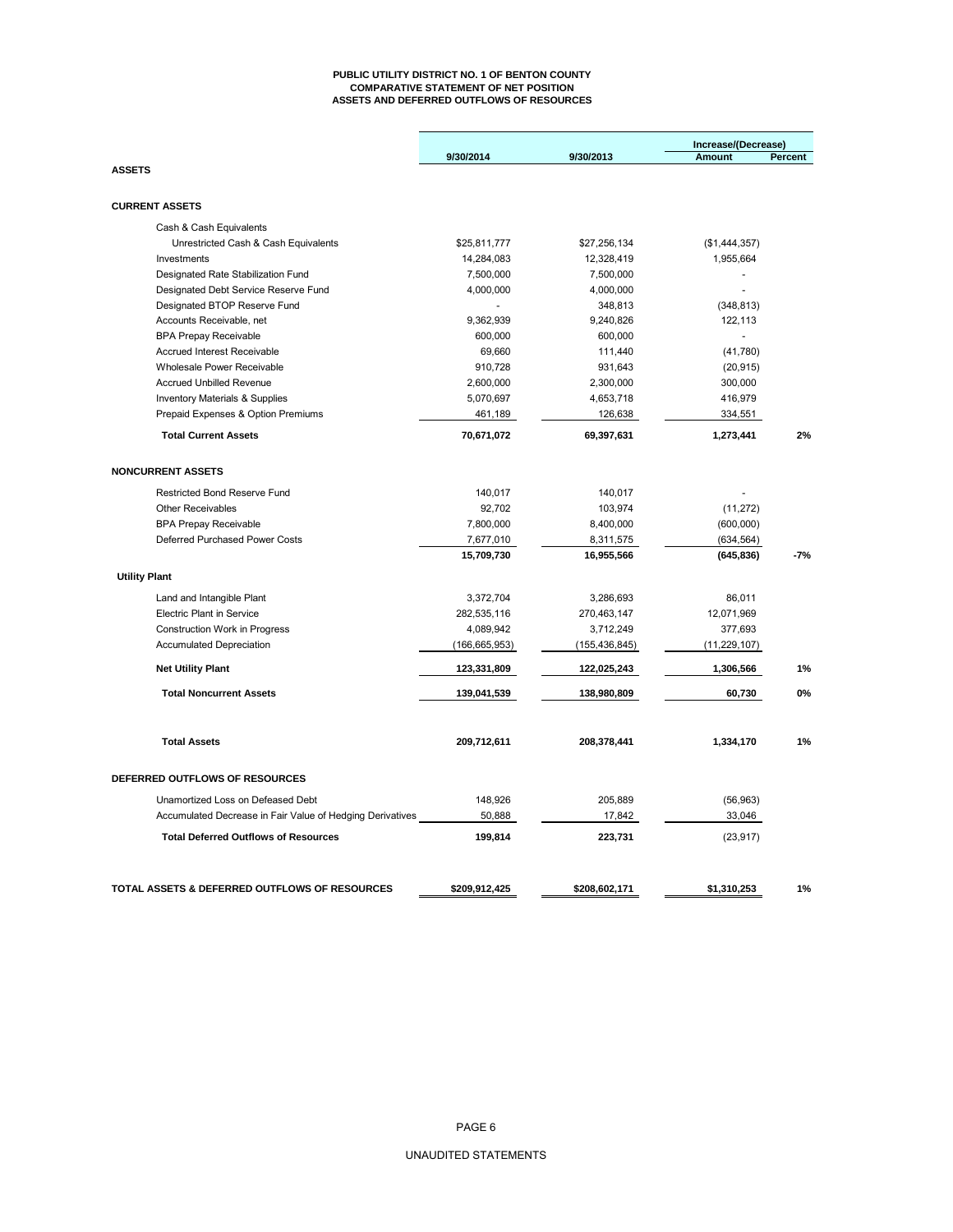# PUBLIC UTILITY DISTRICT NO. 1 OF BENTON COUNTY
## COMPARATIVE STATEMENT OF NET POSITION
## ASSETS AND DEFERRED OUTFLOWS OF RESOURCES

| | 9/30/2014 | 9/30/2013 | Increase/(Decrease) Amount | Percent |
|---|---|---|---|---|
| **ASSETS** | | | | |
| **CURRENT ASSETS** | | | | |
| Cash & Cash Equivalents | | | | |
| Unrestricted Cash & Cash Equivalents | $25,811,777 | $27,256,134 | ($1,444,357) | |
| Investments | 14,284,083 | 12,328,419 | 1,955,664 | |
| Designated Rate Stabilization Fund | 7,500,000 | 7,500,000 | - | |
| Designated Debt Service Reserve Fund | 4,000,000 | 4,000,000 | - | |
| Designated BTOP Reserve Fund | - | 348,813 | (348,813) | |
| Accounts Receivable, net | 9,362,939 | 9,240,826 | 122,113 | |
| BPA Prepay Receivable | 600,000 | 600,000 | - | |
| Accrued Interest Receivable | 69,660 | 111,440 | (41,780) | |
| Wholesale Power Receivable | 910,728 | 931,643 | (20,915) | |
| Accrued Unbilled Revenue | 2,600,000 | 2,300,000 | 300,000 | |
| Inventory Materials & Supplies | 5,070,697 | 4,653,718 | 416,979 | |
| Prepaid Expenses & Option Premiums | 461,189 | 126,638 | 334,551 | |
| **Total Current Assets** | **70,671,072** | **69,397,631** | **1,273,441** | **2%** |
| **NONCURRENT ASSETS** | | | | |
| Restricted Bond Reserve Fund | 140,017 | 140,017 | - | |
| Other Receivables | 92,702 | 103,974 | (11,272) | |
| BPA Prepay Receivable | 7,800,000 | 8,400,000 | (600,000) | |
| Deferred Purchased Power Costs | 7,677,010 | 8,311,575 | (634,564) | |
| | **15,709,730** | **16,955,566** | **(645,836)** | **-7%** |
| **Utility Plant** | | | | |
| Land and Intangible Plant | 3,372,704 | 3,286,693 | 86,011 | |
| Electric Plant in Service | 282,535,116 | 270,463,147 | 12,071,969 | |
| Construction Work in Progress | 4,089,942 | 3,712,249 | 377,693 | |
| Accumulated Depreciation | (166,665,953) | (155,436,845) | (11,229,107) | |
| **Net Utility Plant** | **123,331,809** | **122,025,243** | **1,306,566** | **1%** |
| **Total Noncurrent Assets** | **139,041,539** | **138,980,809** | **60,730** | **0%** |
| **Total Assets** | **209,712,611** | **208,378,441** | **1,334,170** | **1%** |
| **DEFERRED OUTFLOWS OF RESOURCES** | | | | |
| Unamortized Loss on Defeased Debt | 148,926 | 205,889 | (56,963) | |
| Accumulated Decrease in Fair Value of Hedging Derivatives | 50,888 | 17,842 | 33,046 | |
| **Total Deferred Outflows of Resources** | **199,814** | **223,731** | (23,917) | |
| **TOTAL ASSETS & DEFERRED OUTFLOWS OF RESOURCES** | **$209,912,425** | **$208,602,171** | **$1,310,253** | **1%** |

UNAUDITED STATEMENTS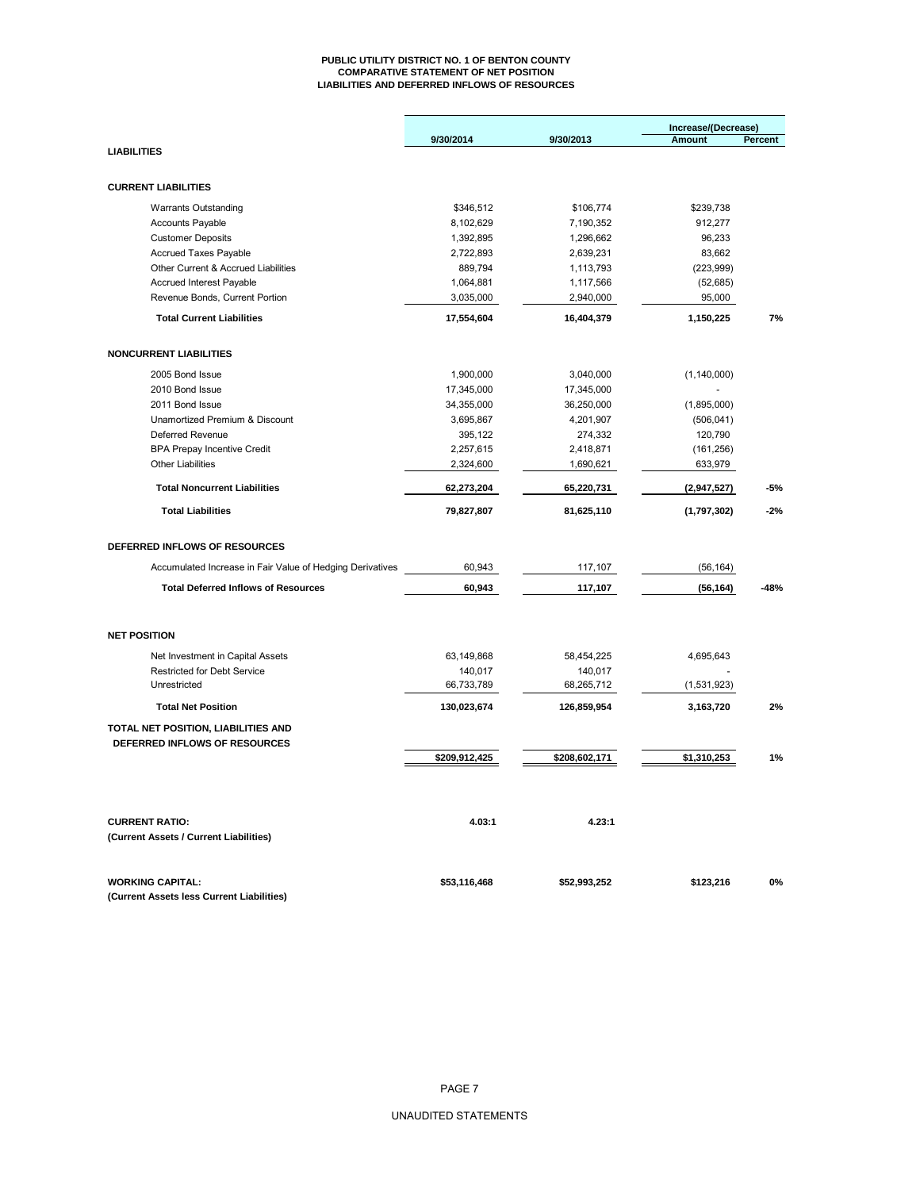# PUBLIC UTILITY DISTRICT NO. 1 OF BENTON COUNTY
## COMPARATIVE STATEMENT OF NET POSITION
## LIABILITIES AND DEFERRED INFLOWS OF RESOURCES

| | 9/30/2014 | 9/30/2013 | Increase/(Decrease) Amount | Percent |
|---|---|---|---|---|
| **LIABILITIES** | | | | |
| **CURRENT LIABILITIES** | | | | |
| Warrants Outstanding | $346,512 | $106,774 | $239,738 | |
| Accounts Payable | 8,102,629 | 7,190,352 | 912,277 | |
| Customer Deposits | 1,392,895 | 1,296,662 | 96,233 | |
| Accrued Taxes Payable | 2,722,893 | 2,639,231 | 83,662 | |
| Other Current & Accrued Liabilities | 889,794 | 1,113,793 | (223,999) | |
| Accrued Interest Payable | 1,064,881 | 1,117,566 | (52,685) | |
| Revenue Bonds, Current Portion | 3,035,000 | 2,940,000 | 95,000 | |
| **Total Current Liabilities** | **17,554,604** | **16,404,379** | **1,150,225** | **7%** |
| **NONCURRENT LIABILITIES** | | | | |
| 2005 Bond Issue | 1,900,000 | 3,040,000 | (1,140,000) | |
| 2010 Bond Issue | 17,345,000 | 17,345,000 | - | |
| 2011 Bond Issue | 34,355,000 | 36,250,000 | (1,895,000) | |
| Unamortized Premium & Discount | 3,695,867 | 4,201,907 | (506,041) | |
| Deferred Revenue | 395,122 | 274,332 | 120,790 | |
| BPA Prepay Incentive Credit | 2,257,615 | 2,418,871 | (161,256) | |
| Other Liabilities | 2,324,600 | 1,690,621 | 633,979 | |
| **Total Noncurrent Liabilities** | **62,273,204** | **65,220,731** | **(2,947,527)** | **-5%** |
| **Total Liabilities** | **79,827,807** | **81,625,110** | **(1,797,302)** | **-2%** |
| **DEFERRED INFLOWS OF RESOURCES** | | | | |
| Accumulated Increase in Fair Value of Hedging Derivatives | 60,943 | 117,107 | (56,164) | |
| **Total Deferred Inflows of Resources** | **60,943** | **117,107** | **(56,164)** | **-48%** |
| **NET POSITION** | | | | |
| Net Investment in Capital Assets | 63,149,868 | 58,454,225 | 4,695,643 | |
| Restricted for Debt Service | 140,017 | 140,017 | - | |
| Unrestricted | 66,733,789 | 68,265,712 | (1,531,923) | |
| **Total Net Position** | **130,023,674** | **126,859,954** | **3,163,720** | **2%** |
| **TOTAL NET POSITION, LIABILITIES AND DEFERRED INFLOWS OF RESOURCES** | **$209,912,425** | **$208,602,171** | **$1,310,253** | **1%** |
| **CURRENT RATIO:** **(Current Assets / Current Liabilities)** | **4.03:1** | **4.23:1** | | |
| **WORKING CAPITAL:** **(Current Assets less Current Liabilities)** | **$53,116,468** | **$52,993,252** | **$123,216** | **0%** |

UNAUDITED STATEMENTS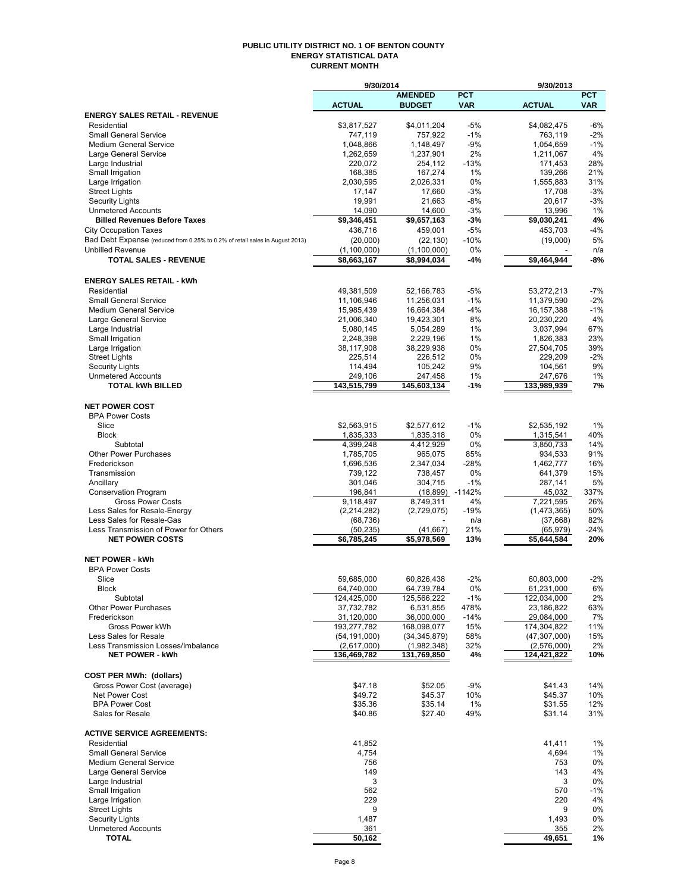# PUBLIC UTILITY DISTRICT NO. 1 OF BENTON COUNTY
## ENERGY STATISTICAL DATA
### CURRENT MONTH

| | 9/30/2014 | | | 9/30/2013 | |
|---|---|---|---|---|---|
| | ACTUAL | AMENDED BUDGET | PCT VAR | ACTUAL | PCT VAR |
| **ENERGY SALES RETAIL - REVENUE** | | | | | |
| Residential | $3,817,527 | $4,011,204 | -5% | $4,082,475 | -6% |
| Small General Service | 747,119 | 757,922 | -1% | 763,119 | -2% |
| Medium General Service | 1,048,866 | 1,148,497 | -9% | 1,054,659 | -1% |
| Large General Service | 1,262,659 | 1,237,901 | 2% | 1,211,067 | 4% |
| Large Industrial | 220,072 | 254,112 | -13% | 171,453 | 28% |
| Small Irrigation | 168,385 | 167,274 | 1% | 139,266 | 21% |
| Large Irrigation | 2,030,595 | 2,026,331 | 0% | 1,555,883 | 31% |
| Street Lights | 17,147 | 17,660 | -3% | 17,708 | -3% |
| Security Lights | 19,991 | 21,663 | -8% | 20,617 | -3% |
| Unmetered Accounts | 14,090 | 14,600 | -3% | 13,996 | 1% |
| **Billed Revenues Before Taxes** | **$9,346,451** | **$9,657,163** | **-3%** | **$9,030,241** | **4%** |
| City Occupation Taxes | 436,716 | 459,001 | -5% | 453,703 | -4% |
| Bad Debt Expense (reduced from 0.25% to 0.2% of retail sales in August 2013) | (20,000) | (22,130) | -10% | (19,000) | 5% |
| Unbilled Revenue | (1,100,000) | (1,100,000) | 0% | - | n/a |
| **TOTAL SALES - REVENUE** | **$8,663,167** | **$8,994,034** | **-4%** | **$9,464,944** | **-8%** |
| | | | | | |
| **ENERGY SALES RETAIL - kWh** | | | | | |
| Residential | 49,381,509 | 52,166,783 | -5% | 53,272,213 | -7% |
| Small General Service | 11,106,946 | 11,256,031 | -1% | 11,379,590 | -2% |
| Medium General Service | 15,985,439 | 16,664,384 | -4% | 16,157,388 | -1% |
| Large General Service | 21,006,340 | 19,423,301 | 8% | 20,230,220 | 4% |
| Large Industrial | 5,080,145 | 5,054,289 | 1% | 3,037,994 | 67% |
| Small Irrigation | 2,248,398 | 2,229,196 | 1% | 1,826,383 | 23% |
| Large Irrigation | 38,117,908 | 38,229,938 | 0% | 27,504,705 | 39% |
| Street Lights | 225,514 | 226,512 | 0% | 229,209 | -2% |
| Security Lights | 114,494 | 105,242 | 9% | 104,561 | 9% |
| Unmetered Accounts | 249,106 | 247,458 | 1% | 247,676 | 1% |
| **TOTAL kWh BILLED** | **143,515,799** | **145,603,134** | **-1%** | **133,989,939** | **7%** |
| | | | | | |
| **NET POWER COST** | | | | | |
| BPA Power Costs | | | | | |
| Slice | $2,563,915 | $2,577,612 | -1% | $2,535,192 | 1% |
| Block | 1,835,333 | 1,835,318 | 0% | 1,315,541 | 40% |
| Subtotal | 4,399,248 | 4,412,929 | 0% | 3,850,733 | 14% |
| Other Power Purchases | 1,785,705 | 965,075 | 85% | 934,533 | 91% |
| Frederickson | 1,696,536 | 2,347,034 | -28% | 1,462,777 | 16% |
| Transmission | 739,122 | 738,457 | 0% | 641,379 | 15% |
| Ancillary | 301,046 | 304,715 | -1% | 287,141 | 5% |
| Conservation Program | 196,841 | (18,899) | -1142% | 45,032 | 337% |
| Gross Power Costs | 9,118,497 | 8,749,311 | 4% | 7,221,595 | 26% |
| Less Sales for Resale-Energy | (2,214,282) | (2,729,075) | -19% | (1,473,365) | 50% |
| Less Sales for Resale-Gas | (68,736) | - | n/a | (37,668) | 82% |
| Less Transmission of Power for Others | (50,235) | (41,667) | 21% | (65,979) | -24% |
| **NET POWER COSTS** | **$6,785,245** | **$5,978,569** | **13%** | **$5,644,584** | **20%** |
| | | | | | |
| **NET POWER - kWh** | | | | | |
| BPA Power Costs | | | | | |
| Slice | 59,685,000 | 60,826,438 | -2% | 60,803,000 | -2% |
| Block | 64,740,000 | 64,739,784 | 0% | 61,231,000 | 6% |
| Subtotal | 124,425,000 | 125,566,222 | -1% | 122,034,000 | 2% |
| Other Power Purchases | 37,732,782 | 6,531,855 | 478% | 23,186,822 | 63% |
| Frederickson | 31,120,000 | 36,000,000 | -14% | 29,084,000 | 7% |
| Gross Power kWh | 193,277,782 | 168,098,077 | 15% | 174,304,822 | 11% |
| Less Sales for Resale | (54,191,000) | (34,345,879) | 58% | (47,307,000) | 15% |
| Less Transmission Losses/Imbalance | (2,617,000) | (1,982,348) | 32% | (2,576,000) | 2% |
| **NET POWER - kWh** | **136,469,782** | **131,769,850** | **4%** | **124,421,822** | **10%** |
| | | | | | |
| **COST PER MWh: (dollars)** | | | | | |
| Gross Power Cost (average) | $47.18 | $52.05 | -9% | $41.43 | 14% |
| Net Power Cost | $49.72 | $45.37 | 10% | $45.37 | 10% |
| BPA Power Cost | $35.36 | $35.14 | 1% | $31.55 | 12% |
| Sales for Resale | $40.86 | $27.40 | 49% | $31.14 | 31% |
| | | | | | |
| **ACTIVE SERVICE AGREEMENTS:** | | | | | |
| Residential | 41,852 | | | 41,411 | 1% |
| Small General Service | 4,754 | | | 4,694 | 1% |
| Medium General Service | 756 | | | 753 | 0% |
| Large General Service | 149 | | | 143 | 4% |
| Large Industrial | 3 | | | 3 | 0% |
| Small Irrigation | 562 | | | 570 | -1% |
| Large Irrigation | 229 | | | 220 | 4% |
| Street Lights | 9 | | | 9 | 0% |
| Security Lights | 1,487 | | | 1,493 | 0% |
| Unmetered Accounts | 361 | | | 355 | 2% |
| **TOTAL** | **50,162** | | | **49,651** | **1%** |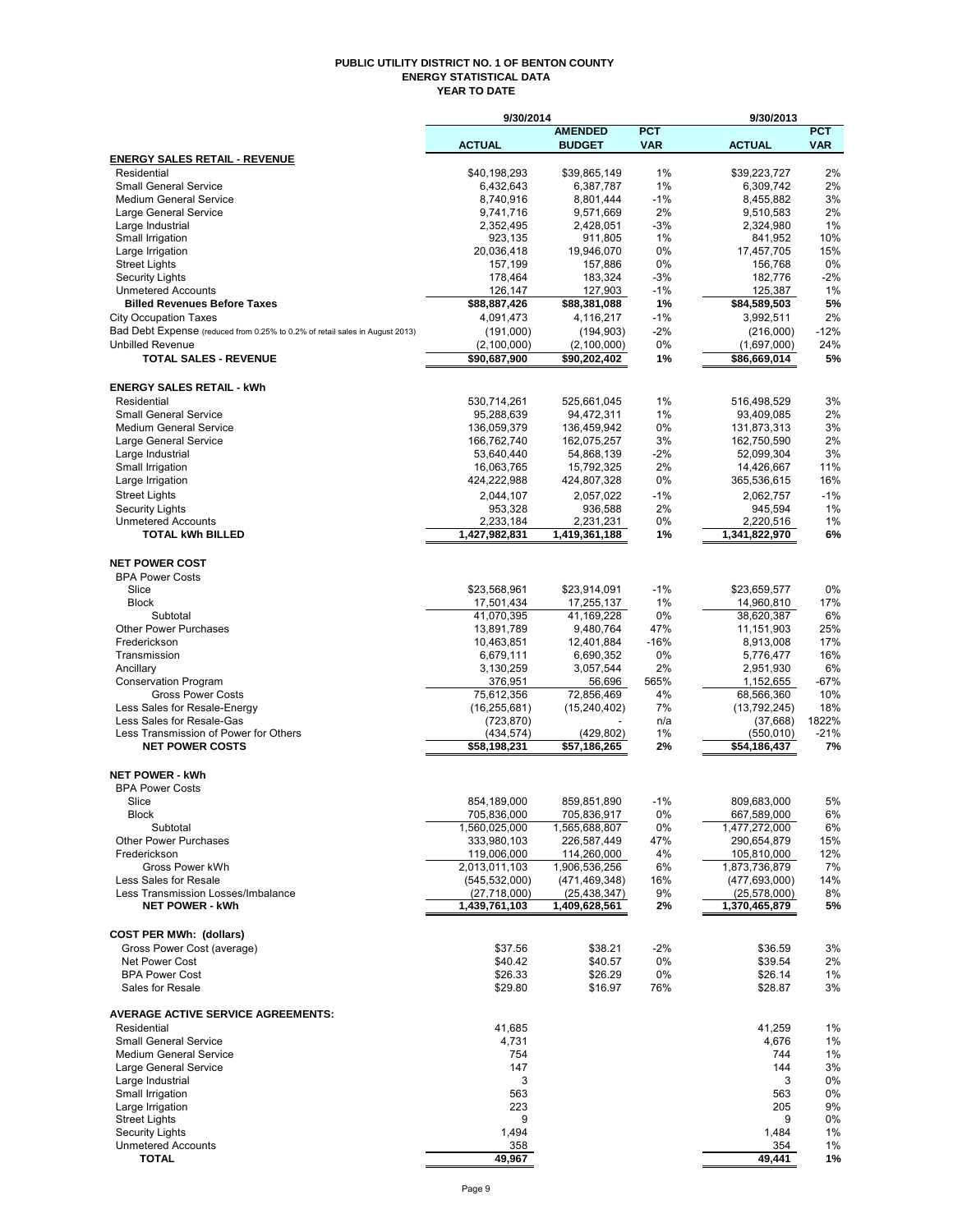# PUBLIC UTILITY DISTRICT NO. 1 OF BENTON COUNTY
## ENERGY STATISTICAL DATA
### YEAR TO DATE

| | 9/30/2014 | | | 9/30/2013 | |
|---|---|---|---|---|---|
| | ACTUAL | AMENDED BUDGET | PCT VAR | ACTUAL | PCT VAR |
| **ENERGY SALES RETAIL - REVENUE** | | | | | |
| Residential | $40,198,293 | $39,865,149 | 1% | $39,223,727 | 2% |
| Small General Service | 6,432,643 | 6,387,787 | 1% | 6,309,742 | 2% |
| Medium General Service | 8,740,916 | 8,801,444 | -1% | 8,455,882 | 3% |
| Large General Service | 9,741,716 | 9,571,669 | 2% | 9,510,583 | 2% |
| Large Industrial | 2,352,495 | 2,428,051 | -3% | 2,324,980 | 1% |
| Small Irrigation | 923,135 | 911,805 | 1% | 841,952 | 10% |
| Large Irrigation | 20,036,418 | 19,946,070 | 0% | 17,457,705 | 15% |
| Street Lights | 157,199 | 157,886 | 0% | 156,768 | 0% |
| Security Lights | 178,464 | 183,324 | -3% | 182,776 | -2% |
| Unmetered Accounts | 126,147 | 127,903 | -1% | 125,387 | 1% |
| **Billed Revenues Before Taxes** | **$88,887,426** | **$88,381,088** | **1%** | **$84,589,503** | **5%** |
| City Occupation Taxes | 4,091,473 | 4,116,217 | -1% | 3,992,511 | 2% |
| Bad Debt Expense (reduced from 0.25% to 0.2% of retail sales in August 2013) | (191,000) | (194,903) | -2% | (216,000) | -12% |
| Unbilled Revenue | (2,100,000) | (2,100,000) | 0% | (1,697,000) | 24% |
| **TOTAL SALES - REVENUE** | **$90,687,900** | **$90,202,402** | **1%** | **$86,669,014** | **5%** |
| **ENERGY SALES RETAIL - kWh** | | | | | |
| Residential | 530,714,261 | 525,661,045 | 1% | 516,498,529 | 3% |
| Small General Service | 95,288,639 | 94,472,311 | 1% | 93,409,085 | 2% |
| Medium General Service | 136,059,379 | 136,459,942 | 0% | 131,873,313 | 3% |
| Large General Service | 166,762,740 | 162,075,257 | 3% | 162,750,590 | 2% |
| Large Industrial | 53,640,440 | 54,868,139 | -2% | 52,099,304 | 3% |
| Small Irrigation | 16,063,765 | 15,792,325 | 2% | 14,426,667 | 11% |
| Large Irrigation | 424,222,988 | 424,807,328 | 0% | 365,536,615 | 16% |
| Street Lights | 2,044,107 | 2,057,022 | -1% | 2,062,757 | -1% |
| Security Lights | 953,328 | 936,588 | 2% | 945,594 | 1% |
| Unmetered Accounts | 2,233,184 | 2,231,231 | 0% | 2,220,516 | 1% |
| **TOTAL kWh BILLED** | **1,427,982,831** | **1,419,361,188** | **1%** | **1,341,822,970** | **6%** |
| **NET POWER COST** | | | | | |
| BPA Power Costs | | | | | |
| Slice | $23,568,961 | $23,914,091 | -1% | $23,659,577 | 0% |
| Block | 17,501,434 | 17,255,137 | 1% | 14,960,810 | 17% |
| Subtotal | 41,070,395 | 41,169,228 | 0% | 38,620,387 | 6% |
| Other Power Purchases | 13,891,789 | 9,480,764 | 47% | 11,151,903 | 25% |
| Frederickson | 10,463,851 | 12,401,884 | -16% | 8,913,008 | 17% |
| Transmission | 6,679,111 | 6,690,352 | 0% | 5,776,477 | 16% |
| Ancillary | 3,130,259 | 3,057,544 | 2% | 2,951,930 | 6% |
| Conservation Program | 376,951 | 56,696 | 565% | 1,152,655 | -67% |
| Gross Power Costs | 75,612,356 | 72,856,469 | 4% | 68,566,360 | 10% |
| Less Sales for Resale-Energy | (16,255,681) | (15,240,402) | 7% | (13,792,245) | 18% |
| Less Sales for Resale-Gas | (723,870) | - | n/a | (37,668) | 1822% |
| Less Transmission of Power for Others | (434,574) | (429,802) | 1% | (550,010) | -21% |
| **NET POWER COSTS** | **$58,198,231** | **$57,186,265** | **2%** | **$54,186,437** | **7%** |
| **NET POWER - kWh** | | | | | |
| BPA Power Costs | | | | | |
| Slice | 854,189,000 | 859,851,890 | -1% | 809,683,000 | 5% |
| Block | 705,836,000 | 705,836,917 | 0% | 667,589,000 | 6% |
| Subtotal | 1,560,025,000 | 1,565,688,807 | 0% | 1,477,272,000 | 6% |
| Other Power Purchases | 333,980,103 | 226,587,449 | 47% | 290,654,879 | 15% |
| Frederickson | 119,006,000 | 114,260,000 | 4% | 105,810,000 | 12% |
| Gross Power kWh | 2,013,011,103 | 1,906,536,256 | 6% | 1,873,736,879 | 7% |
| Less Sales for Resale | (545,532,000) | (471,469,348) | 16% | (477,693,000) | 14% |
| Less Transmission Losses/Imbalance | (27,718,000) | (25,438,347) | 9% | (25,578,000) | 8% |
| **NET POWER - kWh** | **1,439,761,103** | **1,409,628,561** | **2%** | **1,370,465,879** | **5%** |
| **COST PER MWh: (dollars)** | | | | | |
| Gross Power Cost (average) | $37.56 | $38.21 | -2% | $36.59 | 3% |
| Net Power Cost | $40.42 | $40.57 | 0% | $39.54 | 2% |
| BPA Power Cost | $26.33 | $26.29 | 0% | $26.14 | 1% |
| Sales for Resale | $29.80 | $16.97 | 76% | $28.87 | 3% |
| **AVERAGE ACTIVE SERVICE AGREEMENTS:** | | | | | |
| Residential | 41,685 | | | 41,259 | 1% |
| Small General Service | 4,731 | | | 4,676 | 1% |
| Medium General Service | 754 | | | 744 | 1% |
| Large General Service | 147 | | | 144 | 3% |
| Large Industrial | 3 | | | 3 | 0% |
| Small Irrigation | 563 | | | 563 | 0% |
| Large Irrigation | 223 | | | 205 | 9% |
| Street Lights | 9 | | | 9 | 0% |
| Security Lights | 1,494 | | | 1,484 | 1% |
| Unmetered Accounts | 358 | | | 354 | 1% |
| **TOTAL** | **49,967** | | | **49,441** | **1%** |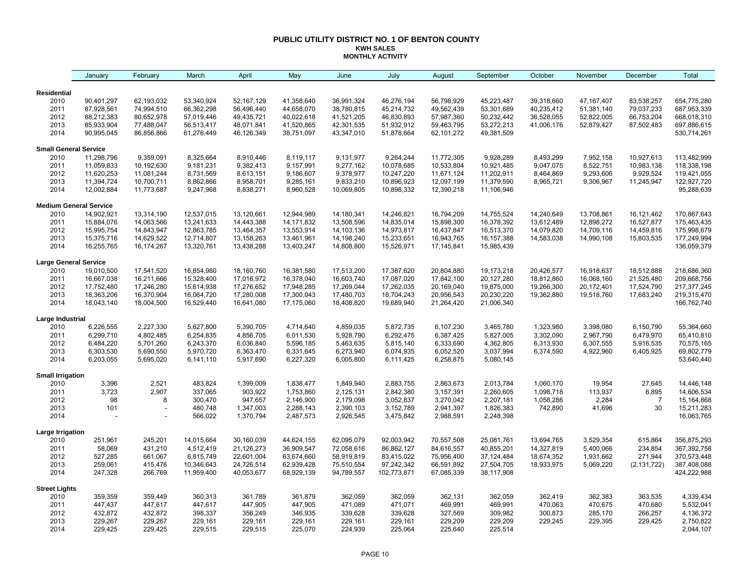# PUBLIC UTILITY DISTRICT NO. 1 OF BENTON COUNTY

## KWH SALES

### MONTHLY ACTIVITY

| | January | February | March | April | May | June | July | August | September | October | November | December | Total |
|---|---|---|---|---|---|---|---|---|---|---|---|---|---|
| **Residential** | | | | | | | | | | | | | |
| 2010 | 90,401,297 | 62,193,032 | 53,340,924 | 52,167,129 | 41,358,640 | 36,991,324 | 46,276,194 | 56,798,929 | 45,223,487 | 39,318,660 | 47,167,407 | 83,538,257 | 654,775,280 |
| 2011 | 87,928,561 | 74,994,510 | 66,362,298 | 56,496,440 | 44,658,070 | 38,780,815 | 45,214,732 | 49,562,439 | 53,301,689 | 40,235,412 | 51,381,140 | 79,037,233 | 687,953,339 |
| 2012 | 88,212,383 | 80,652,978 | 57,019,446 | 49,435,721 | 40,022,618 | 41,521,205 | 46,830,893 | 57,987,360 | 50,232,442 | 36,528,055 | 52,822,005 | 66,753,204 | 668,018,310 |
| 2013 | 85,933,904 | 77,488,047 | 56,513,417 | 48,071,841 | 41,520,865 | 42,301,535 | 51,932,912 | 59,463,795 | 53,272,213 | 41,006,176 | 52,879,427 | 87,502,483 | 697,886,615 |
| 2014 | 90,995,045 | 86,856,866 | 61,276,449 | 46,126,349 | 38,751,097 | 43,347,010 | 51,878,664 | 62,101,272 | 49,381,509 | | | | 530,714,261 |
| **Small General Service** | | | | | | | | | | | | | |
| 2010 | 11,298,796 | 9,359,091 | 8,325,664 | 8,910,446 | 8,119,117 | 9,131,977 | 9,264,244 | 11,772,305 | 9,928,289 | 8,493,299 | 7,952,158 | 10,927,613 | 113,482,999 |
| 2011 | 11,059,833 | 10,192,630 | 9,181,231 | 9,382,413 | 9,157,991 | 9,277,162 | 10,078,685 | 10,533,804 | 10,921,485 | 9,047,075 | 8,522,751 | 10,983,138 | 118,338,198 |
| 2012 | 11,620,253 | 11,081,244 | 8,731,569 | 8,613,151 | 9,186,607 | 9,378,977 | 10,247,220 | 11,671,124 | 11,202,911 | 8,464,869 | 9,293,606 | 9,929,524 | 119,421,055 |
| 2013 | 11,394,724 | 10,700,711 | 8,862,866 | 8,958,701 | 9,285,161 | 9,833,210 | 10,896,923 | 12,097,199 | 11,379,590 | 8,965,721 | 9,306,967 | 11,245,947 | 122,927,720 |
| 2014 | 12,002,884 | 11,773,687 | 9,247,968 | 8,838,271 | 8,960,528 | 10,069,805 | 10,898,332 | 12,390,218 | 11,106,946 | | | | 95,288,639 |
| **Medium General Service** | | | | | | | | | | | | | |
| 2010 | 14,902,921 | 13,314,190 | 12,537,015 | 13,120,661 | 12,944,989 | 14,180,341 | 14,246,821 | 16,794,209 | 14,755,524 | 14,240,649 | 13,708,861 | 16,121,462 | 170,867,643 |
| 2011 | 15,884,076 | 14,063,566 | 13,241,633 | 14,443,388 | 14,171,832 | 13,508,596 | 14,835,014 | 15,898,300 | 16,378,392 | 13,612,489 | 12,898,272 | 16,527,877 | 175,463,435 |
| 2012 | 15,995,754 | 14,843,947 | 12,863,785 | 13,464,357 | 13,553,914 | 14,103,136 | 14,973,817 | 16,437,847 | 16,513,370 | 14,079,820 | 14,709,116 | 14,459,816 | 175,998,679 |
| 2013 | 15,375,716 | 14,629,522 | 12,714,807 | 13,158,263 | 13,461,961 | 14,198,240 | 15,233,651 | 16,943,765 | 16,157,388 | 14,583,038 | 14,990,108 | 15,803,535 | 177,249,994 |
| 2014 | 16,255,765 | 16,174,267 | 13,320,761 | 13,438,288 | 13,403,247 | 14,808,800 | 15,526,971 | 17,145,841 | 15,985,439 | | | | 136,059,379 |
| **Large General Service** | | | | | | | | | | | | | |
| 2010 | 19,010,500 | 17,541,520 | 16,854,980 | 18,160,760 | 16,381,580 | 17,513,200 | 17,387,620 | 20,804,880 | 19,173,218 | 20,426,577 | 16,918,637 | 18,512,888 | 218,686,360 |
| 2011 | 16,667,038 | 16,211,666 | 15,328,400 | 17,016,972 | 16,378,040 | 16,603,740 | 17,087,020 | 17,842,100 | 20,127,280 | 18,812,860 | 16,068,160 | 21,525,480 | 209,668,756 |
| 2012 | 17,752,480 | 17,246,280 | 15,614,938 | 17,276,652 | 17,948,285 | 17,269,044 | 17,262,035 | 20,169,040 | 19,875,000 | 19,266,300 | 20,172,401 | 17,524,790 | 217,377,245 |
| 2013 | 18,363,206 | 16,370,904 | 16,064,720 | 17,280,008 | 17,300,043 | 17,480,703 | 18,704,243 | 20,956,543 | 20,230,220 | 19,362,880 | 19,518,760 | 17,683,240 | 219,315,470 |
| 2014 | 18,043,140 | 18,004,500 | 16,529,440 | 16,641,080 | 17,175,060 | 18,408,820 | 19,689,940 | 21,264,420 | 21,006,340 | | | | 166,762,740 |
| **Large Industrial** | | | | | | | | | | | | | |
| 2010 | 6,226,555 | 2,227,330 | 5,627,800 | 5,390,705 | 4,714,640 | 4,859,035 | 5,872,735 | 6,107,230 | 3,465,780 | 1,323,980 | 3,398,080 | 6,150,790 | 55,364,660 |
| 2011 | 6,299,710 | 4,802,485 | 6,254,835 | 4,856,705 | 6,011,530 | 5,928,790 | 6,292,475 | 6,387,425 | 5,827,005 | 3,302,090 | 2,967,790 | 6,479,970 | 65,410,810 |
| 2012 | 6,484,220 | 5,701,260 | 6,243,370 | 6,036,840 | 5,596,185 | 5,463,635 | 5,815,140 | 6,333,690 | 4,362,805 | 6,313,930 | 6,307,555 | 5,916,535 | 70,575,165 |
| 2013 | 6,303,530 | 5,690,550 | 5,970,720 | 6,363,470 | 6,331,645 | 6,273,940 | 6,074,935 | 6,052,520 | 3,037,994 | 6,374,590 | 4,922,960 | 6,405,925 | 69,802,779 |
| 2014 | 6,203,055 | 5,695,020 | 6,141,110 | 5,917,690 | 6,227,320 | 6,005,800 | 6,111,425 | 6,258,875 | 5,080,145 | | | | 53,640,440 |
| **Small Irrigation** | | | | | | | | | | | | | |
| 2010 | 3,396 | 2,521 | 483,824 | 1,399,009 | 1,838,477 | 1,849,940 | 2,883,755 | 2,863,673 | 2,013,784 | 1,060,170 | 19,954 | 27,645 | 14,446,148 |
| 2011 | 3,723 | 2,907 | 337,065 | 903,922 | 1,753,860 | 2,125,131 | 2,842,380 | 3,157,391 | 2,260,605 | 1,098,718 | 113,937 | 6,895 | 14,606,534 |
| 2012 | 98 | 8 | 300,470 | 947,657 | 2,146,900 | 2,179,098 | 3,052,837 | 3,270,042 | 2,207,181 | 1,058,286 | 2,284 | 7 | 15,164,868 |
| 2013 | 101 | - | 480,748 | 1,347,003 | 2,288,143 | 2,390,103 | 3,152,789 | 2,941,397 | 1,826,383 | 742,890 | 41,696 | 30 | 15,211,283 |
| 2014 | - | - | 566,022 | 1,370,794 | 2,487,573 | 2,926,545 | 3,475,842 | 2,988,591 | 2,248,398 | | | | 16,063,765 |
| **Large Irrigation** | | | | | | | | | | | | | |
| 2010 | 251,961 | 245,201 | 14,015,664 | 30,160,039 | 44,624,155 | 62,095,079 | 92,003,942 | 70,557,508 | 25,081,761 | 13,694,765 | 3,529,354 | 615,864 | 356,875,293 |
| 2011 | 58,069 | 431,210 | 4,512,419 | 21,126,273 | 36,909,547 | 72,058,616 | 86,862,127 | 84,616,557 | 40,855,201 | 14,327,819 | 5,400,066 | 234,854 | 367,392,758 |
| 2012 | 527,285 | 661,067 | 6,815,749 | 22,601,004 | 63,674,660 | 58,919,819 | 83,415,022 | 75,956,400 | 37,124,484 | 18,674,352 | 1,931,662 | 271,944 | 370,573,448 |
| 2013 | 259,061 | 415,476 | 10,346,643 | 24,726,514 | 62,939,428 | 75,510,554 | 97,242,342 | 66,591,892 | 27,504,705 | 18,933,975 | 5,069,220 | (2,131,722) | 387,408,088 |
| 2014 | 247,328 | 266,769 | 11,959,400 | 40,053,677 | 68,929,139 | 94,789,557 | 102,773,871 | 67,085,339 | 38,117,908 | | | | 424,222,988 |
| **Street Lights** | | | | | | | | | | | | | |
| 2010 | 359,359 | 359,449 | 360,313 | 361,789 | 361,879 | 362,059 | 362,059 | 362,131 | 362,059 | 362,419 | 362,383 | 363,535 | 4,339,434 |
| 2011 | 447,437 | 447,617 | 447,617 | 447,905 | 447,905 | 471,089 | 471,071 | 469,991 | 469,991 | 470,063 | 470,675 | 470,680 | 5,532,041 |
| 2012 | 432,872 | 432,872 | 398,337 | 356,249 | 346,935 | 339,628 | 339,628 | 327,569 | 309,982 | 300,873 | 285,170 | 266,257 | 4,136,372 |
| 2013 | 229,267 | 229,267 | 229,161 | 229,161 | 229,161 | 229,161 | 229,161 | 229,209 | 229,209 | 229,245 | 229,395 | 229,425 | 2,750,822 |
| 2014 | 229,425 | 229,425 | 229,515 | 229,515 | 225,070 | 224,939 | 225,064 | 225,640 | 225,514 | | | | 2,044,107 |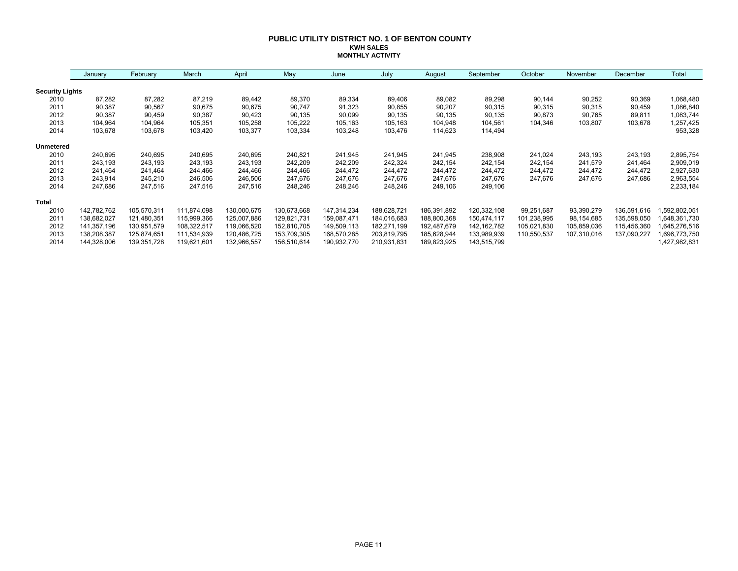# PUBLIC UTILITY DISTRICT NO. 1 OF BENTON COUNTY

## KWH SALES

## MONTHLY ACTIVITY

| | January | February | March | April | May | June | July | August | September | October | November | December | Total |
|---|---|---|---|---|---|---|---|---|---|---|---|---|---|
| **Security Lights** | | | | | | | | | | | | | |
| 2010 | 87,282 | 87,282 | 87,219 | 89,442 | 89,370 | 89,334 | 89,406 | 89,082 | 89,298 | 90,144 | 90,252 | 90,369 | 1,068,480 |
| 2011 | 90,387 | 90,567 | 90,675 | 90,675 | 90,747 | 91,323 | 90,855 | 90,207 | 90,315 | 90,315 | 90,315 | 90,459 | 1,086,840 |
| 2012 | 90,387 | 90,459 | 90,387 | 90,423 | 90,135 | 90,099 | 90,135 | 90,135 | 90,135 | 90,873 | 90,765 | 89,811 | 1,083,744 |
| 2013 | 104,964 | 104,964 | 105,351 | 105,258 | 105,222 | 105,163 | 105,163 | 104,948 | 104,561 | 104,346 | 103,807 | 103,678 | 1,257,425 |
| 2014 | 103,678 | 103,678 | 103,420 | 103,377 | 103,334 | 103,248 | 103,476 | 114,623 | 114,494 | | | | 953,328 |
| **Unmetered** | | | | | | | | | | | | | |
| 2010 | 240,695 | 240,695 | 240,695 | 240,695 | 240,821 | 241,945 | 241,945 | 241,945 | 238,908 | 241,024 | 243,193 | 243,193 | 2,895,754 |
| 2011 | 243,193 | 243,193 | 243,193 | 243,193 | 242,209 | 242,209 | 242,324 | 242,154 | 242,154 | 242,154 | 241,579 | 241,464 | 2,909,019 |
| 2012 | 241,464 | 241,464 | 244,466 | 244,466 | 244,466 | 244,472 | 244,472 | 244,472 | 244,472 | 244,472 | 244,472 | 244,472 | 2,927,630 |
| 2013 | 243,914 | 245,210 | 246,506 | 246,506 | 247,676 | 247,676 | 247,676 | 247,676 | 247,676 | 247,676 | 247,676 | 247,686 | 2,963,554 |
| 2014 | 247,686 | 247,516 | 247,516 | 247,516 | 248,246 | 248,246 | 248,246 | 249,106 | 249,106 | | | | 2,233,184 |
| **Total** | | | | | | | | | | | | | |
| 2010 | 142,782,762 | 105,570,311 | 111,874,098 | 130,000,675 | 130,673,668 | 147,314,234 | 188,628,721 | 186,391,892 | 120,332,108 | 99,251,687 | 93,390,279 | 136,591,616 | 1,592,802,051 |
| 2011 | 138,682,027 | 121,480,351 | 115,999,366 | 125,007,886 | 129,821,731 | 159,087,471 | 184,016,683 | 188,800,368 | 150,474,117 | 101,238,995 | 98,154,685 | 135,598,050 | 1,648,361,730 |
| 2012 | 141,357,196 | 130,951,579 | 108,322,517 | 119,066,520 | 152,810,705 | 149,509,113 | 182,271,199 | 192,487,679 | 142,162,782 | 105,021,830 | 105,859,036 | 115,456,360 | 1,645,276,516 |
| 2013 | 138,208,387 | 125,874,651 | 111,534,939 | 120,486,725 | 153,709,305 | 168,570,285 | 203,819,795 | 185,628,944 | 133,989,939 | 110,550,537 | 107,310,016 | 137,090,227 | 1,696,773,750 |
| 2014 | 144,328,006 | 139,351,728 | 119,621,601 | 132,966,557 | 156,510,614 | 190,932,770 | 210,931,831 | 189,823,925 | 143,515,799 | | | | 1,427,982,831 |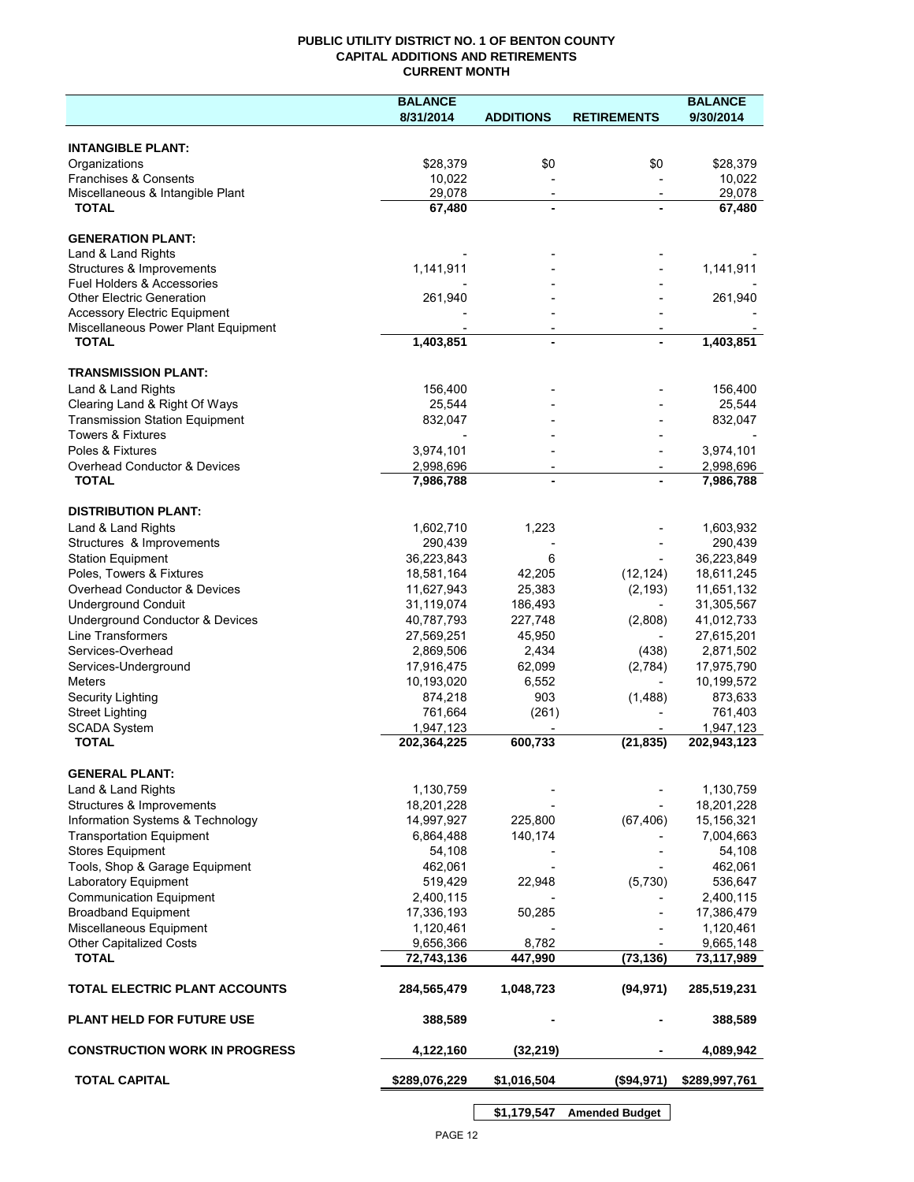# PUBLIC UTILITY DISTRICT NO. 1 OF BENTON COUNTY
## CAPITAL ADDITIONS AND RETIREMENTS
### CURRENT MONTH

| | BALANCE 8/31/2014 | ADDITIONS | RETIREMENTS | BALANCE 9/30/2014 |
|---|---|---|---|---|
| **INTANGIBLE PLANT:** | | | | |
| Organizations | $28,379 | $0 | $0 | $28,379 |
| Franchises & Consents | 10,022 | - | - | 10,022 |
| Miscellaneous & Intangible Plant | 29,078 | - | - | 29,078 |
| **TOTAL** | **67,480** | **-** | **-** | **67,480** |
| **GENERATION PLANT:** | | | | |
| Land & Land Rights | - | - | - | - |
| Structures & Improvements | 1,141,911 | - | - | 1,141,911 |
| Fuel Holders & Accessories | - | - | - | - |
| Other Electric Generation | 261,940 | - | - | 261,940 |
| Accessory Electric Equipment | - | - | - | - |
| Miscellaneous Power Plant Equipment | - | - | - | - |
| **TOTAL** | **1,403,851** | **-** | **-** | **1,403,851** |
| **TRANSMISSION PLANT:** | | | | |
| Land & Land Rights | 156,400 | - | - | 156,400 |
| Clearing Land & Right Of Ways | 25,544 | - | - | 25,544 |
| Transmission Station Equipment | 832,047 | - | - | 832,047 |
| Towers & Fixtures | - | - | - | - |
| Poles & Fixtures | 3,974,101 | - | - | 3,974,101 |
| Overhead Conductor & Devices | 2,998,696 | - | - | 2,998,696 |
| **TOTAL** | **7,986,788** | **-** | **-** | **7,986,788** |
| **DISTRIBUTION PLANT:** | | | | |
| Land & Land Rights | 1,602,710 | 1,223 | - | 1,603,932 |
| Structures & Improvements | 290,439 | - | - | 290,439 |
| Station Equipment | 36,223,843 | 6 | - | 36,223,849 |
| Poles, Towers & Fixtures | 18,581,164 | 42,205 | (12,124) | 18,611,245 |
| Overhead Conductor & Devices | 11,627,943 | 25,383 | (2,193) | 11,651,132 |
| Underground Conduit | 31,119,074 | 186,493 | - | 31,305,567 |
| Underground Conductor & Devices | 40,787,793 | 227,748 | (2,808) | 41,012,733 |
| Line Transformers | 27,569,251 | 45,950 | - | 27,615,201 |
| Services-Overhead | 2,869,506 | 2,434 | (438) | 2,871,502 |
| Services-Underground | 17,916,475 | 62,099 | (2,784) | 17,975,790 |
| Meters | 10,193,020 | 6,552 | - | 10,199,572 |
| Security Lighting | 874,218 | 903 | (1,488) | 873,633 |
| Street Lighting | 761,664 | (261) | - | 761,403 |
| SCADA System | 1,947,123 | - | - | 1,947,123 |
| **TOTAL** | **202,364,225** | **600,733** | **(21,835)** | **202,943,123** |
| **GENERAL PLANT:** | | | | |
| Land & Land Rights | 1,130,759 | - | - | 1,130,759 |
| Structures & Improvements | 18,201,228 | - | - | 18,201,228 |
| Information Systems & Technology | 14,997,927 | 225,800 | (67,406) | 15,156,321 |
| Transportation Equipment | 6,864,488 | 140,174 | - | 7,004,663 |
| Stores Equipment | 54,108 | - | - | 54,108 |
| Tools, Shop & Garage Equipment | 462,061 | - | - | 462,061 |
| Laboratory Equipment | 519,429 | 22,948 | (5,730) | 536,647 |
| Communication Equipment | 2,400,115 | - | - | 2,400,115 |
| Broadband Equipment | 17,336,193 | 50,285 | - | 17,386,479 |
| Miscellaneous Equipment | 1,120,461 | - | - | 1,120,461 |
| Other Capitalized Costs | 9,656,366 | 8,782 | - | 9,665,148 |
| **TOTAL** | **72,743,136** | **447,990** | **(73,136)** | **73,117,989** |
| **TOTAL ELECTRIC PLANT ACCOUNTS** | **284,565,479** | **1,048,723** | **(94,971)** | **285,519,231** |
| **PLANT HELD FOR FUTURE USE** | **388,589** | **-** | **-** | **388,589** |
| **CONSTRUCTION WORK IN PROGRESS** | **4,122,160** | **(32,219)** | **-** | **4,089,942** |
| **TOTAL CAPITAL** | **$289,076,229** | **$1,016,504** | **($94,971)** | **$289,997,761** |

| | |
|---|---|
| **$1,179,547** | **Amended Budget** |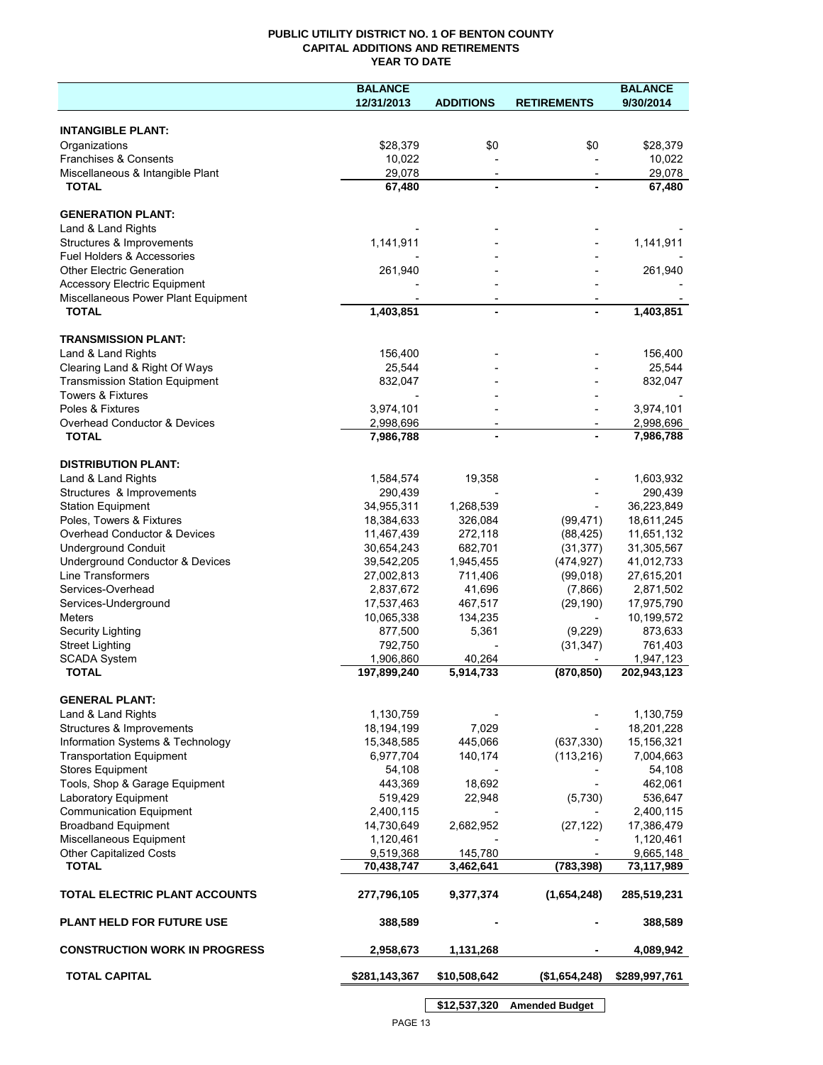# PUBLIC UTILITY DISTRICT NO. 1 OF BENTON COUNTY
## CAPITAL ADDITIONS AND RETIREMENTS
### YEAR TO DATE

| | BALANCE 12/31/2013 | ADDITIONS | RETIREMENTS | BALANCE 9/30/2014 |
|---|---|---|---|---|
| **INTANGIBLE PLANT:** | | | | |
| Organizations | $28,379 | $0 | $0 | $28,379 |
| Franchises & Consents | 10,022 | - | - | 10,022 |
| Miscellaneous & Intangible Plant | 29,078 | - | - | 29,078 |
| **TOTAL** | **67,480** | **-** | **-** | **67,480** |
| **GENERATION PLANT:** | | | | |
| Land & Land Rights | - | - | - | - |
| Structures & Improvements | 1,141,911 | - | - | 1,141,911 |
| Fuel Holders & Accessories | - | - | - | - |
| Other Electric Generation | 261,940 | - | - | 261,940 |
| Accessory Electric Equipment | - | - | - | - |
| Miscellaneous Power Plant Equipment | - | - | - | - |
| **TOTAL** | **1,403,851** | **-** | **-** | **1,403,851** |
| **TRANSMISSION PLANT:** | | | | |
| Land & Land Rights | 156,400 | - | - | 156,400 |
| Clearing Land & Right Of Ways | 25,544 | - | - | 25,544 |
| Transmission Station Equipment | 832,047 | - | - | 832,047 |
| Towers & Fixtures | - | - | - | - |
| Poles & Fixtures | 3,974,101 | - | - | 3,974,101 |
| Overhead Conductor & Devices | 2,998,696 | - | - | 2,998,696 |
| **TOTAL** | **7,986,788** | **-** | **-** | **7,986,788** |
| **DISTRIBUTION PLANT:** | | | | |
| Land & Land Rights | 1,584,574 | 19,358 | - | 1,603,932 |
| Structures & Improvements | 290,439 | - | - | 290,439 |
| Station Equipment | 34,955,311 | 1,268,539 | - | 36,223,849 |
| Poles, Towers & Fixtures | 18,384,633 | 326,084 | (99,471) | 18,611,245 |
| Overhead Conductor & Devices | 11,467,439 | 272,118 | (88,425) | 11,651,132 |
| Underground Conduit | 30,654,243 | 682,701 | (31,377) | 31,305,567 |
| Underground Conductor & Devices | 39,542,205 | 1,945,455 | (474,927) | 41,012,733 |
| Line Transformers | 27,002,813 | 711,406 | (99,018) | 27,615,201 |
| Services-Overhead | 2,837,672 | 41,696 | (7,866) | 2,871,502 |
| Services-Underground | 17,537,463 | 467,517 | (29,190) | 17,975,790 |
| Meters | 10,065,338 | 134,235 | - | 10,199,572 |
| Security Lighting | 877,500 | 5,361 | (9,229) | 873,633 |
| Street Lighting | 792,750 | - | (31,347) | 761,403 |
| SCADA System | 1,906,860 | 40,264 | - | 1,947,123 |
| **TOTAL** | **197,899,240** | **5,914,733** | **(870,850)** | **202,943,123** |
| **GENERAL PLANT:** | | | | |
| Land & Land Rights | 1,130,759 | - | - | 1,130,759 |
| Structures & Improvements | 18,194,199 | 7,029 | - | 18,201,228 |
| Information Systems & Technology | 15,348,585 | 445,066 | (637,330) | 15,156,321 |
| Transportation Equipment | 6,977,704 | 140,174 | (113,216) | 7,004,663 |
| Stores Equipment | 54,108 | - | - | 54,108 |
| Tools, Shop & Garage Equipment | 443,369 | 18,692 | - | 462,061 |
| Laboratory Equipment | 519,429 | 22,948 | (5,730) | 536,647 |
| Communication Equipment | 2,400,115 | - | - | 2,400,115 |
| Broadband Equipment | 14,730,649 | 2,682,952 | (27,122) | 17,386,479 |
| Miscellaneous Equipment | 1,120,461 | - | - | 1,120,461 |
| Other Capitalized Costs | 9,519,368 | 145,780 | - | 9,665,148 |
| **TOTAL** | **70,438,747** | **3,462,641** | **(783,398)** | **73,117,989** |
| **TOTAL ELECTRIC PLANT ACCOUNTS** | **277,796,105** | **9,377,374** | **(1,654,248)** | **285,519,231** |
| **PLANT HELD FOR FUTURE USE** | **388,589** | **-** | **-** | **388,589** |
| **CONSTRUCTION WORK IN PROGRESS** | **2,958,673** | **1,131,268** | **-** | **4,089,942** |
| **TOTAL CAPITAL** | **$281,143,367** | **$10,508,642** | **($1,654,248)** | **$289,997,761** |

| | | | | |
|---|---|---|---|---|
| | | **$12,537,320** | **Amended Budget** | |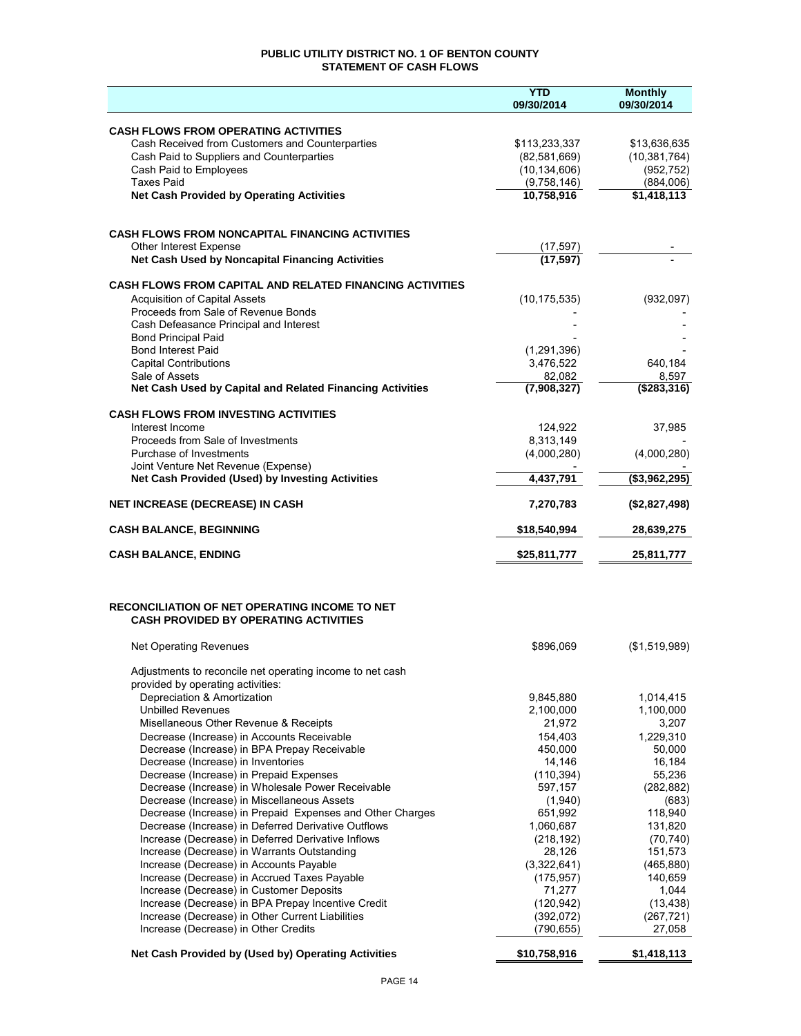# PUBLIC UTILITY DISTRICT NO. 1 OF BENTON COUNTY
## STATEMENT OF CASH FLOWS

| | YTD 09/30/2014 | Monthly 09/30/2014 |
|---|---|---|
| **CASH FLOWS FROM OPERATING ACTIVITIES** | | |
| Cash Received from Customers and Counterparties | $113,233,337 | $13,636,635 |
| Cash Paid to Suppliers and Counterparties | (82,581,669) | (10,381,764) |
| Cash Paid to Employees | (10,134,606) | (952,752) |
| Taxes Paid | (9,758,146) | (884,006) |
| **Net Cash Provided by Operating Activities** | **10,758,916** | **$1,418,113** |
| | | |
| **CASH FLOWS FROM NONCAPITAL FINANCING ACTIVITIES** | | |
| Other Interest Expense | (17,597) | - |
| **Net Cash Used by Noncapital Financing Activities** | **(17,597)** | **-** |
| | | |
| **CASH FLOWS FROM CAPITAL AND RELATED FINANCING ACTIVITIES** | | |
| Acquisition of Capital Assets | (10,175,535) | (932,097) |
| Proceeds from Sale of Revenue Bonds | - | - |
| Cash Defeasance Principal and Interest | - | - |
| Bond Principal Paid | - | - |
| Bond Interest Paid | (1,291,396) | - |
| Capital Contributions | 3,476,522 | 640,184 |
| Sale of Assets | 82,082 | 8,597 |
| **Net Cash Used by Capital and Related Financing Activities** | **(7,908,327)** | **($283,316)** |
| | | |
| **CASH FLOWS FROM INVESTING ACTIVITIES** | | |
| Interest Income | 124,922 | 37,985 |
| Proceeds from Sale of Investments | 8,313,149 | - |
| Purchase of Investments | (4,000,280) | (4,000,280) |
| Joint Venture Net Revenue (Expense) | - | - |
| **Net Cash Provided (Used) by Investing Activities** | **4,437,791** | **($3,962,295)** |
| | | |
| **NET INCREASE (DECREASE) IN CASH** | **7,270,783** | **($2,827,498)** |
| | | |
| **CASH BALANCE, BEGINNING** | **$18,540,994** | **28,639,275** |
| | | |
| **CASH BALANCE, ENDING** | **$25,811,777** | **25,811,777** |

## RECONCILIATION OF NET OPERATING INCOME TO NET CASH PROVIDED BY OPERATING ACTIVITIES

| | YTD 09/30/2014 | Monthly 09/30/2014 |
|---|---|---|
| Net Operating Revenues | $896,069 | ($1,519,989) |
| Adjustments to reconcile net operating income to net cash provided by operating activities: | | |
| Depreciation & Amortization | 9,845,880 | 1,014,415 |
| Unbilled Revenues | 2,100,000 | 1,100,000 |
| Misellaneous Other Revenue & Receipts | 21,972 | 3,207 |
| Decrease (Increase) in Accounts Receivable | 154,403 | 1,229,310 |
| Decrease (Increase) in BPA Prepay Receivable | 450,000 | 50,000 |
| Decrease (Increase) in Inventories | 14,146 | 16,184 |
| Decrease (Increase) in Prepaid Expenses | (110,394) | 55,236 |
| Decrease (Increase) in Wholesale Power Receivable | 597,157 | (282,882) |
| Decrease (Increase) in Miscellaneous Assets | (1,940) | (683) |
| Decrease (Increase) in Prepaid Expenses and Other Charges | 651,992 | 118,940 |
| Decrease (Increase) in Deferred Derivative Outflows | 1,060,687 | 131,820 |
| Increase (Decrease) in Deferred Derivative Inflows | (218,192) | (70,740) |
| Increase (Decrease) in Warrants Outstanding | 28,126 | 151,573 |
| Increase (Decrease) in Accounts Payable | (3,322,641) | (465,880) |
| Increase (Decrease) in Accrued Taxes Payable | (175,957) | 140,659 |
| Increase (Decrease) in Customer Deposits | 71,277 | 1,044 |
| Increase (Decrease) in BPA Prepay Incentive Credit | (120,942) | (13,438) |
| Increase (Decrease) in Other Current Liabilities | (392,072) | (267,721) |
| Increase (Decrease) in Other Credits | (790,655) | 27,058 |
| **Net Cash Provided by (Used by) Operating Activities** | **$10,758,916** | **$1,418,113** |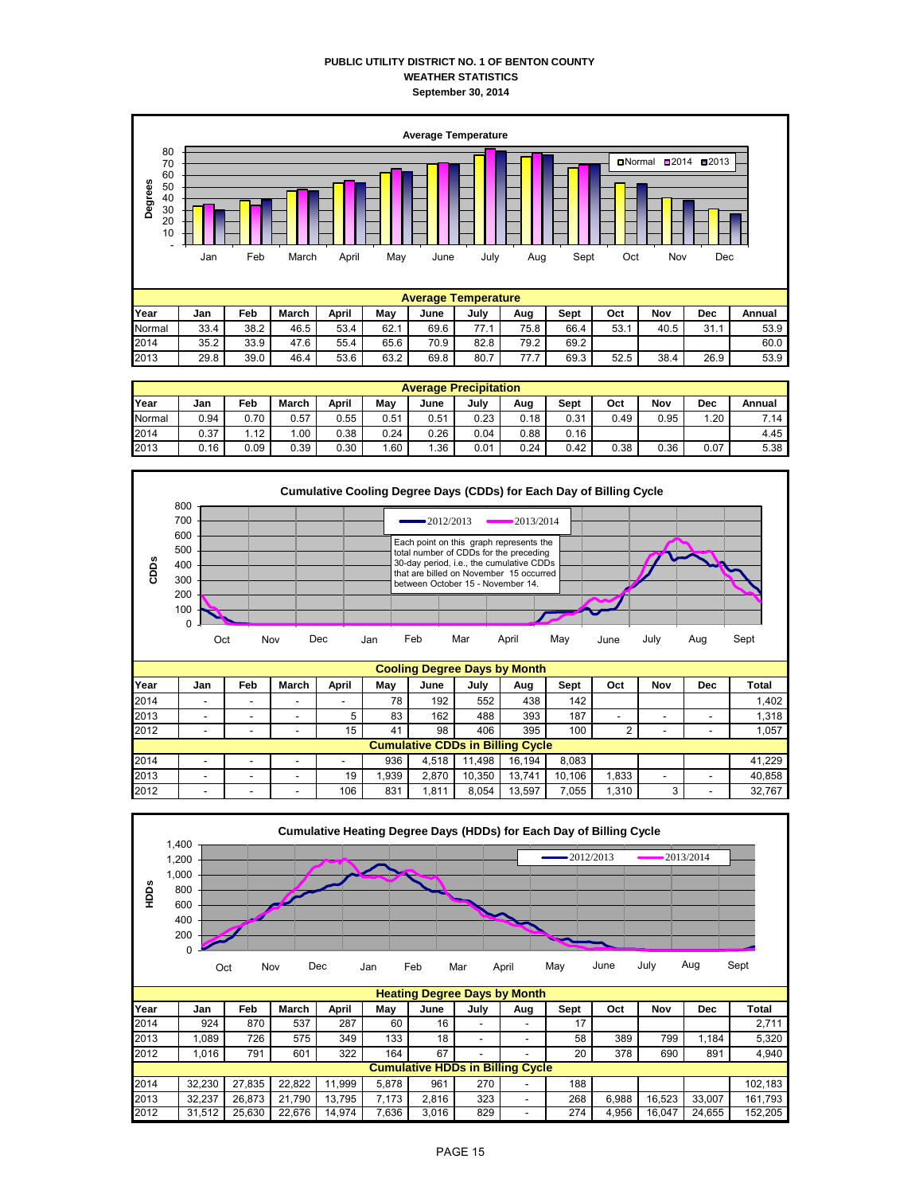**PUBLIC UTILITY DISTRICT NO. 1 OF BENTON COUNTY**
**WEATHER STATISTICS**
**September 30, 2014**

**Average Temperature**

| Year | Jan | Feb | March | April | May | June | July | Aug | Sept | Oct | Nov | Dec | Annual |
|---|---|---|---|---|---|---|---|---|---|---|---|---|---|
| Normal | 33.4 | 38.2 | 46.5 | 53.4 | 62.1 | 69.6 | 77.1 | 75.8 | 66.4 | 53.1 | 40.5 | 31.1 | 53.9 |
| 2014 | 35.2 | 33.9 | 47.6 | 55.4 | 65.6 | 70.9 | 82.8 | 79.2 | 69.2 | | | | 60.0 |
| 2013 | 29.8 | 39.0 | 46.4 | 53.6 | 63.2 | 69.8 | 80.7 | 77.7 | 69.3 | 52.5 | 38.4 | 26.9 | 53.9 |

**Average Precipitation**

| Year | Jan | Feb | March | April | May | June | July | Aug | Sept | Oct | Nov | Dec | Annual |
|---|---|---|---|---|---|---|---|---|---|---|---|---|---|
| Normal | 0.94 | 0.70 | 0.57 | 0.55 | 0.51 | 0.51 | 0.23 | 0.18 | 0.31 | 0.49 | 0.95 | 1.20 | 7.14 |
| 2014 | 0.37 | 1.12 | 1.00 | 0.38 | 0.24 | 0.26 | 0.04 | 0.88 | 0.16 | | | | 4.45 |
| 2013 | 0.16 | 0.09 | 0.39 | 0.30 | 1.60 | 1.36 | 0.01 | 0.24 | 0.42 | 0.38 | 0.36 | 0.07 | 5.38 |

**Cumulative Cooling Degree Days (CDDs) for Each Day of Billing Cycle**

Each point on this graph represents the total number of CDDs for the preceding 30-day period, i.e., the cumulative CDDs that are billed on November 15 occurred between October 15 - November 14.

**Cooling Degree Days by Month**

| Year | Jan | Feb | March | April | May | June | July | Aug | Sept | Oct | Nov | Dec | Total |
|---|---|---|---|---|---|---|---|---|---|---|---|---|---|
| 2014 | - | - | - | - | 78 | 192 | 552 | 438 | 142 | | | | 1,402 |
| 2013 | - | - | - | 5 | 83 | 162 | 488 | 393 | 187 | - | - | - | 1,318 |
| 2012 | - | - | - | 15 | 41 | 98 | 406 | 395 | 100 | 2 | - | - | 1,057 |
| **Cumulative CDDs in Billing Cycle** | | | | | | | | | | | | | |
| 2014 | - | - | - | - | 936 | 4,518 | 11,498 | 16,194 | 8,083 | | | | 41,229 |
| 2013 | - | - | - | 19 | 1,939 | 2,870 | 10,350 | 13,741 | 10,106 | 1,833 | - | - | 40,858 |
| 2012 | - | - | - | 106 | 831 | 1,811 | 8,054 | 13,597 | 7,055 | 1,310 | 3 | - | 32,767 |

**Cumulative Heating Degree Days (HDDs) for Each Day of Billing Cycle**

**Heating Degree Days by Month**

| Year | Jan | Feb | March | April | May | June | July | Aug | Sept | Oct | Nov | Dec | Total |
|---|---|---|---|---|---|---|---|---|---|---|---|---|---|
| 2014 | 924 | 870 | 537 | 287 | 60 | 16 | - | - | 17 | | | | 2,711 |
| 2013 | 1,089 | 726 | 575 | 349 | 133 | 18 | - | - | 58 | 389 | 799 | 1,184 | 5,320 |
| 2012 | 1,016 | 791 | 601 | 322 | 164 | 67 | - | - | 20 | 378 | 690 | 891 | 4,940 |
| **Cumulative HDDs in Billing Cycle** | | | | | | | | | | | | | |
| 2014 | 32,230 | 27,835 | 22,822 | 11,999 | 5,878 | 961 | 270 | - | 188 | | | | 102,183 |
| 2013 | 32,237 | 26,873 | 21,790 | 13,795 | 7,173 | 2,816 | 323 | - | 268 | 6,988 | 16,523 | 33,007 | 161,793 |
| 2012 | 31,512 | 25,630 | 22,676 | 14,974 | 7,636 | 3,016 | 829 | - | 274 | 4,956 | 16,047 | 24,655 | 152,205 |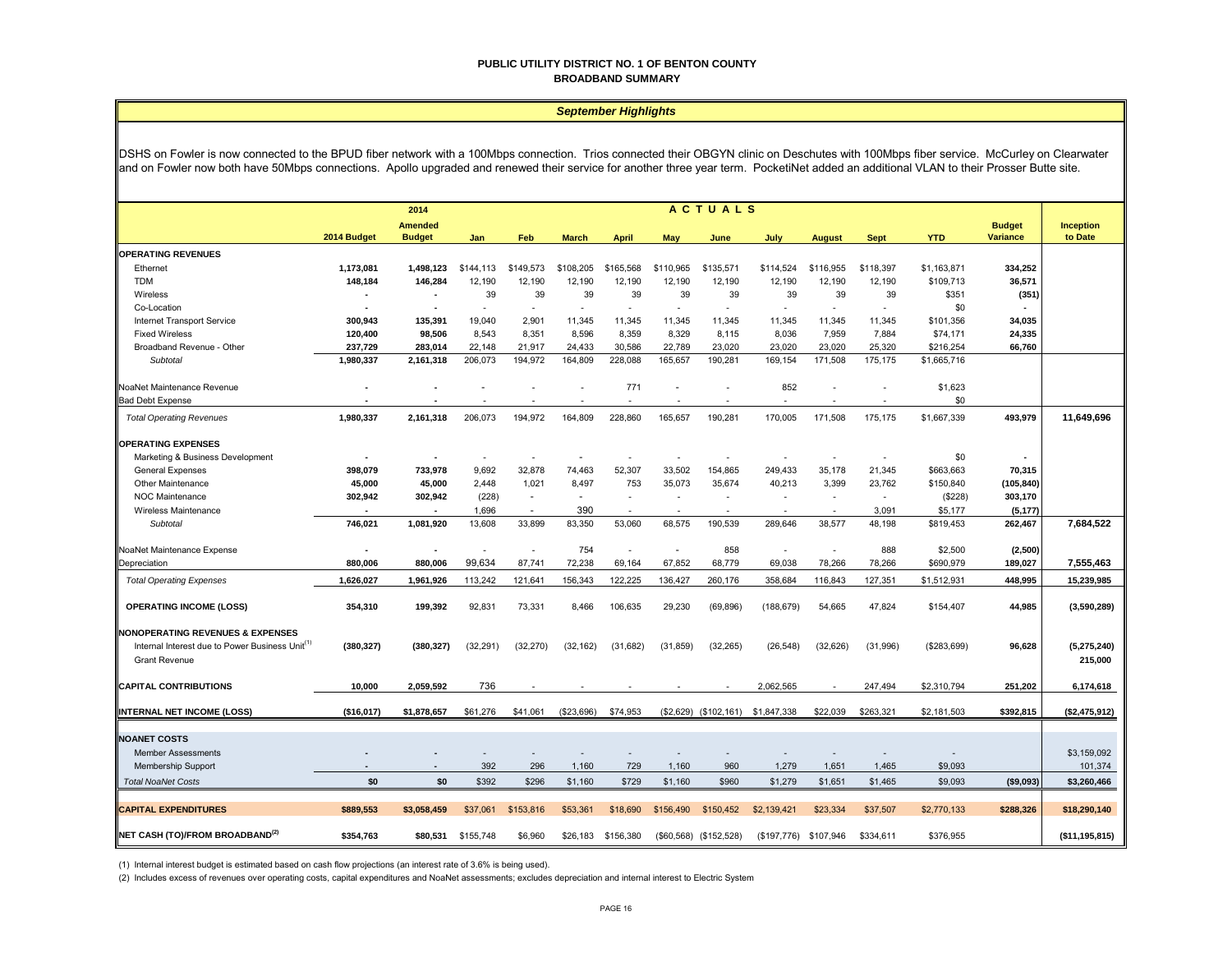# PUBLIC UTILITY DISTRICT NO. 1 OF BENTON COUNTY
## BROADBAND SUMMARY

### *September Highlights*

DSHS on Fowler is now connected to the BPUD fiber network with a 100Mbps connection. Trios connected their OBGYN clinic on Deschutes with 100Mbps fiber service. McCurley on Clearwater and on Fowler now both have 50Mbps connections. Apollo upgraded and renewed their service for another three year term. PocketiNet added an additional VLAN to their Prosser Butte site.

| | 2014 Budget | 2014 Amended Budget | Jan | Feb | March | April | May | June | July | August | Sept | YTD | Budget Variance | Inception to Date |
|---|---|---|---|---|---|---|---|---|---|---|---|---|---|---|
| | | | ACTUALS | | | | | | | | | | | |
| **OPERATING REVENUES** | | | | | | | | | | | | | | |
| Ethernet | 1,173,081 | 1,498,123 | $144,113 | $149,573 | $108,205 | $165,568 | $110,965 | $135,571 | $114,524 | $116,955 | $118,397 | $1,163,871 | 334,252 | |
| TDM | 148,184 | 146,284 | 12,190 | 12,190 | 12,190 | 12,190 | 12,190 | 12,190 | 12,190 | 12,190 | 12,190 | $109,713 | 36,571 | |
| Wireless | - | - | 39 | 39 | 39 | 39 | 39 | 39 | 39 | 39 | 39 | $351 | (351) | |
| Co-Location | - | - | - | - | - | - | - | - | - | - | - | $0 | - | |
| Internet Transport Service | 300,943 | 135,391 | 19,040 | 2,901 | 11,345 | 11,345 | 11,345 | 11,345 | 11,345 | 11,345 | 11,345 | $101,356 | 34,035 | |
| Fixed Wireless | 120,400 | 98,506 | 8,543 | 8,351 | 8,596 | 8,359 | 8,329 | 8,115 | 8,036 | 7,959 | 7,884 | $74,171 | 24,335 | |
| Broadband Revenue - Other | 237,729 | 283,014 | 22,148 | 21,917 | 24,433 | 30,586 | 22,789 | 23,020 | 23,020 | 23,020 | 25,320 | $216,254 | 66,760 | |
| *Subtotal* | 1,980,337 | 2,161,318 | 206,073 | 194,972 | 164,809 | 228,088 | 165,657 | 190,281 | 169,154 | 171,508 | 175,175 | $1,665,716 | | |
| NoaNet Maintenance Revenue | - | - | - | - | - | 771 | - | - | 852 | - | - | $1,623 | | |
| Bad Debt Expense | - | - | - | - | - | - | - | - | - | - | - | $0 | | |
| *Total Operating Revenues* | 1,980,337 | 2,161,318 | 206,073 | 194,972 | 164,809 | 228,860 | 165,657 | 190,281 | 170,005 | 171,508 | 175,175 | $1,667,339 | 493,979 | 11,649,696 |
| **OPERATING EXPENSES** | | | | | | | | | | | | | | |
| Marketing & Business Development | - | - | - | - | - | - | - | - | - | - | - | $0 | - | |
| General Expenses | 398,079 | 733,978 | 9,692 | 32,878 | 74,463 | 52,307 | 33,502 | 154,865 | 249,433 | 35,178 | 21,345 | $663,663 | 70,315 | |
| Other Maintenance | 45,000 | 45,000 | 2,448 | 1,021 | 8,497 | 753 | 35,073 | 35,674 | 40,213 | 3,399 | 23,762 | $150,840 | (105,840) | |
| NOC Maintenance | 302,942 | 302,942 | (228) | - | - | - | - | - | - | - | - | ($228) | 303,170 | |
| Wireless Maintenance | - | - | 1,696 | - | 390 | - | - | - | - | - | 3,091 | $5,177 | (5,177) | |
| *Subtotal* | 746,021 | 1,081,920 | 13,608 | 33,899 | 83,350 | 53,060 | 68,575 | 190,539 | 289,646 | 38,577 | 48,198 | $819,453 | 262,467 | 7,684,522 |
| NoaNet Maintenance Expense | - | - | - | - | 754 | - | - | 858 | - | - | 888 | $2,500 | (2,500) | |
| Depreciation | 880,006 | 880,006 | 99,634 | 87,741 | 72,238 | 69,164 | 67,852 | 68,779 | 69,038 | 78,266 | 78,266 | $690,979 | 189,027 | 7,555,463 |
| *Total Operating Expenses* | 1,626,027 | 1,961,926 | 113,242 | 121,641 | 156,343 | 122,225 | 136,427 | 260,176 | 358,684 | 116,843 | 127,351 | $1,512,931 | 448,995 | 15,239,985 |
| **OPERATING INCOME (LOSS)** | 354,310 | 199,392 | 92,831 | 73,331 | 8,466 | 106,635 | 29,230 | (69,896) | (188,679) | 54,665 | 47,824 | $154,407 | 44,985 | (3,590,289) |
| **NONOPERATING REVENUES & EXPENSES** | | | | | | | | | | | | | | |
| Internal Interest due to Power Business Unit[1] | (380,327) | (380,327) | (32,291) | (32,270) | (32,162) | (31,682) | (31,859) | (32,265) | (26,548) | (32,626) | (31,996) | ($283,699) | 96,628 | (5,275,240) |
| Grant Revenue | | | | | | | | | | | | | | 215,000 |
| **CAPITAL CONTRIBUTIONS** | 10,000 | 2,059,592 | 736 | - | - | - | - | - | 2,062,565 | - | 247,494 | $2,310,794 | 251,202 | 6,174,618 |
| **INTERNAL NET INCOME (LOSS)** | ($16,017) | $1,878,657 | $61,276 | $41,061 | ($23,696) | $74,953 | ($2,629) | ($102,161) | $1,847,338 | $22,039 | $263,321 | $2,181,503 | $392,815 | ($2,475,912) |
| **NOANET COSTS** | | | | | | | | | | | | | | |
| Member Assessments | - | - | - | - | - | - | - | - | - | - | - | - | | $3,159,092 |
| Membership Support | - | - | 392 | 296 | 1,160 | 729 | 1,160 | 960 | 1,279 | 1,651 | 1,465 | $9,093 | | 101,374 |
| *Total NoaNet Costs* | $0 | $0 | $392 | $296 | $1,160 | $729 | $1,160 | $960 | $1,279 | $1,651 | $1,465 | $9,093 | ($9,093) | $3,260,466 |
| **CAPITAL EXPENDITURES** | $889,553 | $3,058,459 | $37,061 | $153,816 | $53,361 | $18,690 | $156,490 | $150,452 | $2,139,421 | $23,334 | $37,507 | $2,770,133 | $288,326 | $18,290,140 |
| **NET CASH (TO)/FROM BROADBAND[2]** | $354,763 | $80,531 | $155,748 | $6,960 | $26,183 | $156,380 | ($60,568) | ($152,528) | ($197,776) | $107,946 | $334,611 | $376,955 | | ($11,195,815) |

(1) Internal interest budget is estimated based on cash flow projections (an interest rate of 3.6% is being used).

(2) Includes excess of revenues over operating costs, capital expenditures and NoaNet assessments; excludes depreciation and internal interest to Electric System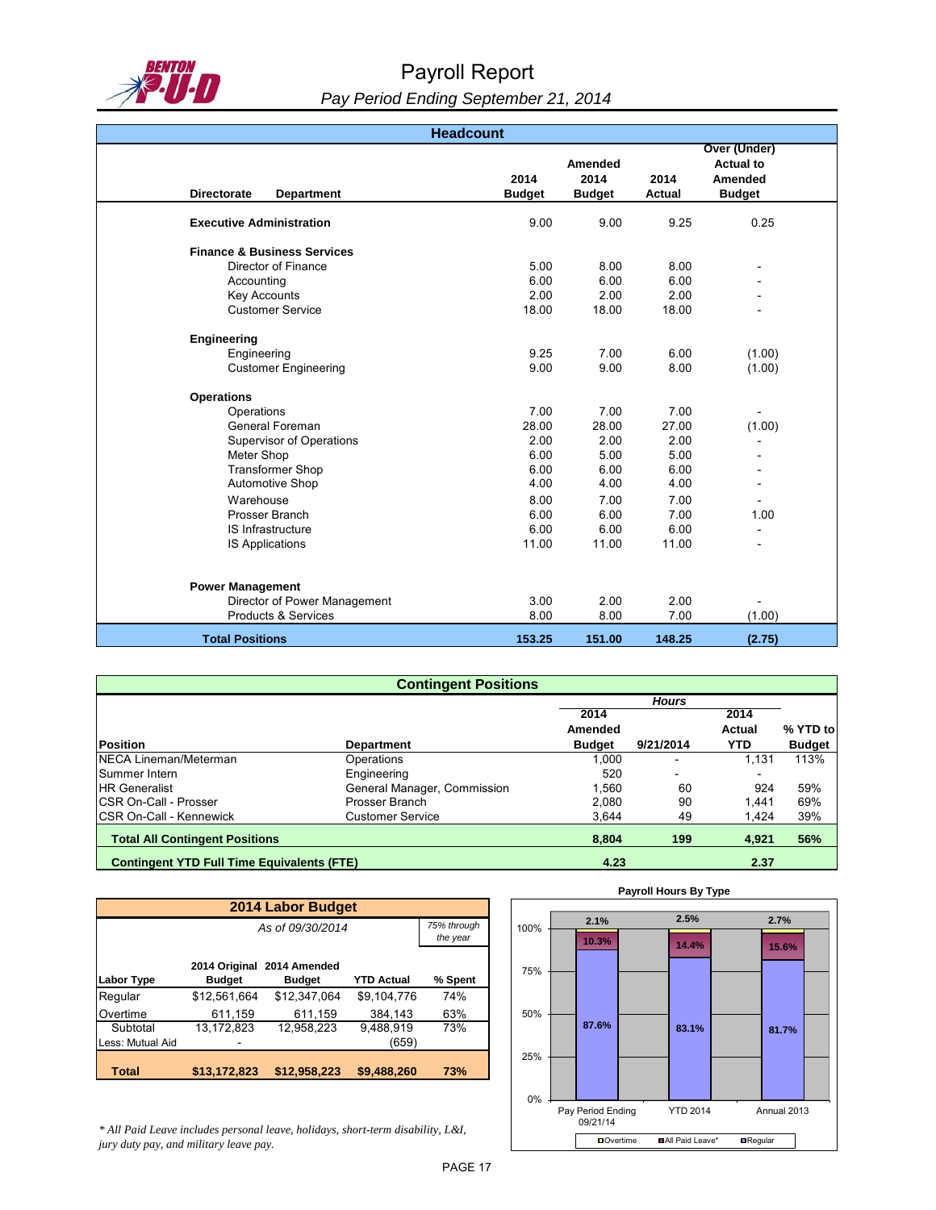# Payroll Report

*Pay Period Ending September 21, 2014*

## Headcount

| Directorate / Department | 2014 Budget | Amended 2014 Budget | 2014 Actual | Over (Under) Actual to Amended Budget |
|---|---|---|---|---|
| **Executive Administration** | 9.00 | 9.00 | 9.25 | 0.25 |
| **Finance & Business Services** | | | | |
| Director of Finance | 5.00 | 8.00 | 8.00 | - |
| Accounting | 6.00 | 6.00 | 6.00 | - |
| Key Accounts | 2.00 | 2.00 | 2.00 | - |
| Customer Service | 18.00 | 18.00 | 18.00 | - |
| **Engineering** | | | | |
| Engineering | 9.25 | 7.00 | 6.00 | (1.00) |
| Customer Engineering | 9.00 | 9.00 | 8.00 | (1.00) |
| **Operations** | | | | |
| Operations | 7.00 | 7.00 | 7.00 | - |
| General Foreman | 28.00 | 28.00 | 27.00 | (1.00) |
| Supervisor of Operations | 2.00 | 2.00 | 2.00 | - |
| Meter Shop | 6.00 | 5.00 | 5.00 | - |
| Transformer Shop | 6.00 | 6.00 | 6.00 | - |
| Automotive Shop | 4.00 | 4.00 | 4.00 | - |
| Warehouse | 8.00 | 7.00 | 7.00 | - |
| Prosser Branch | 6.00 | 6.00 | 7.00 | 1.00 |
| IS Infrastructure | 6.00 | 6.00 | 6.00 | - |
| IS Applications | 11.00 | 11.00 | 11.00 | - |
| **Power Management** | | | | |
| Director of Power Management | 3.00 | 2.00 | 2.00 | - |
| Products & Services | 8.00 | 8.00 | 7.00 | (1.00) |
| **Total Positions** | **153.25** | **151.00** | **148.25** | **(2.75)** |

## Contingent Positions

| Position | Department | Hours: 2014 Amended Budget | Hours: 9/21/2014 | Hours: 2014 Actual YTD | % YTD to Budget |
|---|---|---|---|---|---|
| NECA Lineman/Meterman | Operations | 1,000 | - | 1,131 | 113% |
| Summer Intern | Engineering | 520 | - | - | |
| HR Generalist | General Manager, Commission | 1,560 | 60 | 924 | 59% |
| CSR On-Call - Prosser | Prosser Branch | 2,080 | 90 | 1,441 | 69% |
| CSR On-Call - Kennewick | Customer Service | 3,644 | 49 | 1,424 | 39% |
| **Total All Contingent Positions** | | **8,804** | **199** | **4,921** | **56%** |
| **Contingent YTD Full Time Equivalents (FTE)** | | **4.23** | | **2.37** | |

## 2014 Labor Budget

*As of 09/30/2014* — *75% through the year*

| Labor Type | 2014 Original Budget | 2014 Amended Budget | YTD Actual | % Spent |
|---|---|---|---|---|
| Regular | $12,561,664 | $12,347,064 | $9,104,776 | 74% |
| Overtime | 611,159 | 611,159 | 384,143 | 63% |
| Subtotal | 13,172,823 | 12,958,223 | 9,488,919 | 73% |
| Less: Mutual Aid | - | | (659) | |
| **Total** | **$13,172,823** | **$12,958,223** | **$9,488,260** | **73%** |

**Payroll Hours By Type**

100%
75%
50%
25%
0%

Pay Period Ending 09/21/14: 2.1%, 10.3%, 87.6%
YTD 2014: 2.5%, 14.4%, 83.1%
Annual 2013: 2.7%, 15.6%, 81.7%

Overtime | All Paid Leave* | Regular

*\* All Paid Leave includes personal leave, holidays, short-term disability, L&I, jury duty pay, and military leave pay.*